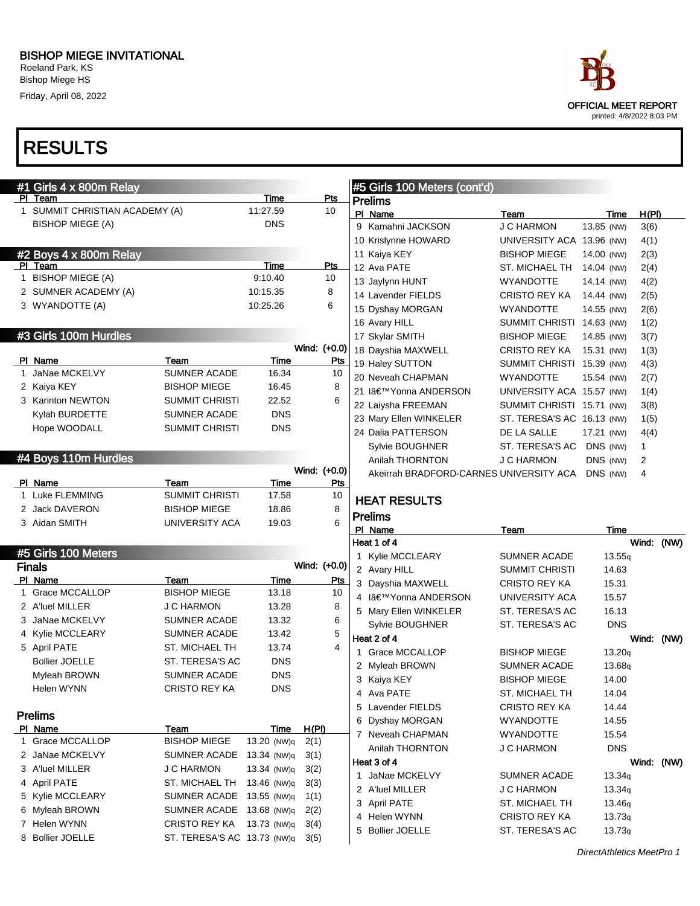# BISHOP MIEGE INVITATIONAL

Roeland Park, KS
Bishop Miege HS
Friday, April 08, 2022

OFFICIAL MEET REPORT
printed: 4/8/2022 8:03 PM

# RESULTS

## #1 Girls 4 x 800m Relay

| Pl | Team | Time | Pts |
|---|---|---|---|
| 1 | SUMMIT CHRISTIAN ACADEMY (A) | 11:27.59 | 10 |
| | BISHOP MIEGE (A) | DNS | |

## #2 Boys 4 x 800m Relay

| Pl | Team | Time | Pts |
|---|---|---|---|
| 1 | BISHOP MIEGE (A) | 9:10.40 | 10 |
| 2 | SUMNER ACADEMY (A) | 10:15.35 | 8 |
| 3 | WYANDOTTE (A) | 10:25.26 | 6 |

## #3 Girls 100m Hurdles

Wind: (+0.0)

| Pl | Name | Team | Time | Pts |
|---|---|---|---|---|
| 1 | JaNae MCKELVY | SUMNER ACADE | 16.34 | 10 |
| 2 | Kaiya KEY | BISHOP MIEGE | 16.45 | 8 |
| 3 | Karinton NEWTON | SUMMIT CHRISTI | 22.52 | 6 |
| | Kylah BURDETTE | SUMNER ACADE | DNS | |
| | Hope WOODALL | SUMMIT CHRISTI | DNS | |

## #4 Boys 110m Hurdles

Wind: (+0.0)

| Pl | Name | Team | Time | Pts |
|---|---|---|---|---|
| 1 | Luke FLEMMING | SUMMIT CHRISTI | 17.58 | 10 |
| 2 | Jack DAVERON | BISHOP MIEGE | 18.86 | 8 |
| 3 | Aidan SMITH | UNIVERSITY ACA | 19.03 | 6 |

## #5 Girls 100 Meters

### Finals

Wind: (+0.0)

| Pl | Name | Team | Time | Pts |
|---|---|---|---|---|
| 1 | Grace MCCALLOP | BISHOP MIEGE | 13.18 | 10 |
| 2 | A'luel MILLER | J C HARMON | 13.28 | 8 |
| 3 | JaNae MCKELVY | SUMNER ACADE | 13.32 | 6 |
| 4 | Kylie MCCLEARY | SUMNER ACADE | 13.42 | 5 |
| 5 | April PATE | ST. MICHAEL TH | 13.74 | 4 |
| | Bollier JOELLE | ST. TERESA'S AC | DNS | |
| | Myleah BROWN | SUMNER ACADE | DNS | |
| | Helen WYNN | CRISTO REY KA | DNS | |

### Prelims

| Pl | Name | Team | Time | H(Pl) |
|---|---|---|---|---|
| 1 | Grace MCCALLOP | BISHOP MIEGE | 13.20 (NW)q | 2(1) |
| 2 | JaNae MCKELVY | SUMNER ACADE | 13.34 (NW)q | 3(1) |
| 3 | A'luel MILLER | J C HARMON | 13.34 (NW)q | 3(2) |
| 4 | April PATE | ST. MICHAEL TH | 13.46 (NW)q | 3(3) |
| 5 | Kylie MCCLEARY | SUMNER ACADE | 13.55 (NW)q | 1(1) |
| 6 | Myleah BROWN | SUMNER ACADE | 13.68 (NW)q | 2(2) |
| 7 | Helen WYNN | CRISTO REY KA | 13.73 (NW)q | 3(4) |
| 8 | Bollier JOELLE | ST. TERESA'S AC | 13.73 (NW)q | 3(5) |
| 9 | Kamahni JACKSON | J C HARMON | 13.85 (NW) | 3(6) |
| 10 | Krislynne HOWARD | UNIVERSITY ACA | 13.96 (NW) | 4(1) |
| 11 | Kaiya KEY | BISHOP MIEGE | 14.00 (NW) | 2(3) |
| 12 | Ava PATE | ST. MICHAEL TH | 14.04 (NW) | 2(4) |
| 13 | Jaylynn HUNT | WYANDOTTE | 14.14 (NW) | 4(2) |
| 14 | Lavender FIELDS | CRISTO REY KA | 14.44 (NW) | 2(5) |
| 15 | Dyshay MORGAN | WYANDOTTE | 14.55 (NW) | 2(6) |
| 16 | Avary HILL | SUMMIT CHRISTI | 14.63 (NW) | 1(2) |
| 17 | Skylar SMITH | BISHOP MIEGE | 14.85 (NW) | 3(7) |
| 18 | Dayshia MAXWELL | CRISTO REY KA | 15.31 (NW) | 1(3) |
| 19 | Haley SUTTON | SUMMIT CHRISTI | 15.39 (NW) | 4(3) |
| 20 | Neveah CHAPMAN | WYANDOTTE | 15.54 (NW) | 2(7) |
| 21 | Iâ€™Yonna ANDERSON | UNIVERSITY ACA | 15.57 (NW) | 1(4) |
| 22 | Laiysha FREEMAN | SUMMIT CHRISTI | 15.71 (NW) | 3(8) |
| 23 | Mary Ellen WINKELER | ST. TERESA'S AC | 16.13 (NW) | 1(5) |
| 24 | Dalia PATTERSON | DE LA SALLE | 17.21 (NW) | 4(4) |
| | Sylvie BOUGHNER | ST. TERESA'S AC | DNS (NW) | 1 |
| | Anilah THORNTON | J C HARMON | DNS (NW) | 2 |
| | Akeirrah BRADFORD-CARNES | UNIVERSITY ACA | DNS (NW) | 4 |

## HEAT RESULTS

### Prelims

**Heat 1 of 4** — Wind: (NW)

| Pl | Name | Team | Time |
|---|---|---|---|
| 1 | Kylie MCCLEARY | SUMNER ACADE | 13.55q |
| 2 | Avary HILL | SUMMIT CHRISTI | 14.63 |
| 3 | Dayshia MAXWELL | CRISTO REY KA | 15.31 |
| 4 | Iâ€™Yonna ANDERSON | UNIVERSITY ACA | 15.57 |
| 5 | Mary Ellen WINKELER | ST. TERESA'S AC | 16.13 |
| | Sylvie BOUGHNER | ST. TERESA'S AC | DNS |

**Heat 2 of 4** — Wind: (NW)

| Pl | Name | Team | Time |
|---|---|---|---|
| 1 | Grace MCCALLOP | BISHOP MIEGE | 13.20q |
| 2 | Myleah BROWN | SUMNER ACADE | 13.68q |
| 3 | Kaiya KEY | BISHOP MIEGE | 14.00 |
| 4 | Ava PATE | ST. MICHAEL TH | 14.04 |
| 5 | Lavender FIELDS | CRISTO REY KA | 14.44 |
| 6 | Dyshay MORGAN | WYANDOTTE | 14.55 |
| 7 | Neveah CHAPMAN | WYANDOTTE | 15.54 |
| | Anilah THORNTON | J C HARMON | DNS |

**Heat 3 of 4** — Wind: (NW)

| Pl | Name | Team | Time |
|---|---|---|---|
| 1 | JaNae MCKELVY | SUMNER ACADE | 13.34q |
| 2 | A'luel MILLER | J C HARMON | 13.34q |
| 3 | April PATE | ST. MICHAEL TH | 13.46q |
| 4 | Helen WYNN | CRISTO REY KA | 13.73q |
| 5 | Bollier JOELLE | ST. TERESA'S AC | 13.73q |

DirectAthletics MeetPro 1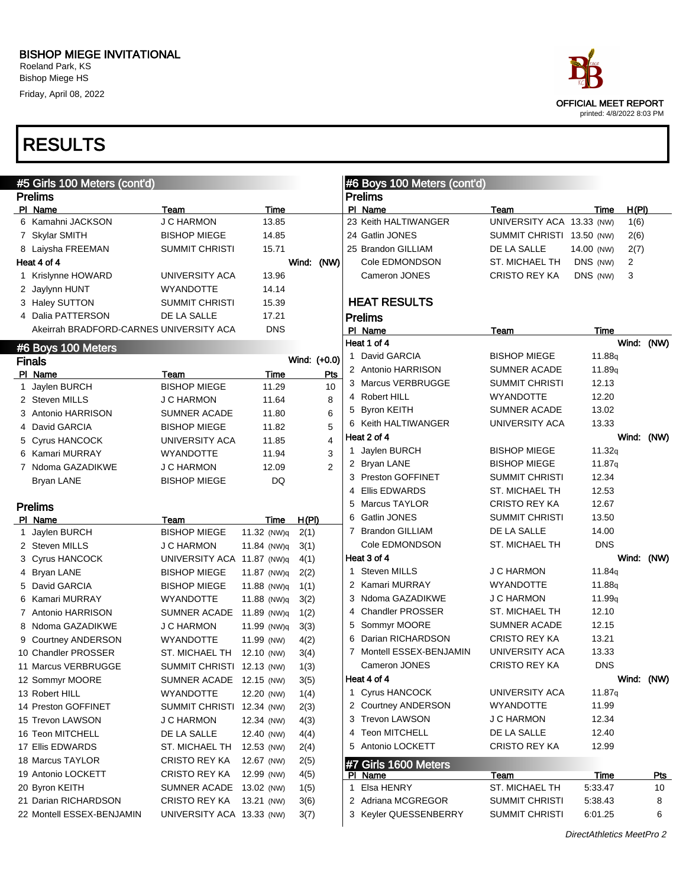# RESULTS

## #5 Girls 100 Meters (cont'd)

### Prelims

| Pl | Name | Team | Time |
|---|---|---|---|
| 6 | Kamahni JACKSON | J C HARMON | 13.85 |
| 7 | Skylar SMITH | BISHOP MIEGE | 14.85 |
| 8 | Laiysha FREEMAN | SUMMIT CHRISTI | 15.71 |

**Heat 4 of 4** Wind: (NW)

| Pl | Name | Team | Time |
|---|---|---|---|
| 1 | Krislynne HOWARD | UNIVERSITY ACA | 13.96 |
| 2 | Jaylynn HUNT | WYANDOTTE | 14.14 |
| 3 | Haley SUTTON | SUMMIT CHRISTI | 15.39 |
| 4 | Dalia PATTERSON | DE LA SALLE | 17.21 |
| | Akeirrah BRADFORD-CARNES | UNIVERSITY ACA | DNS |

## #6 Boys 100 Meters

### Finals

Wind: (+0.0)

| Pl | Name | Team | Time | Pts |
|---|---|---|---|---|
| 1 | Jaylen BURCH | BISHOP MIEGE | 11.29 | 10 |
| 2 | Steven MILLS | J C HARMON | 11.64 | 8 |
| 3 | Antonio HARRISON | SUMNER ACADE | 11.80 | 6 |
| 4 | David GARCIA | BISHOP MIEGE | 11.82 | 5 |
| 5 | Cyrus HANCOCK | UNIVERSITY ACA | 11.85 | 4 |
| 6 | Kamari MURRAY | WYANDOTTE | 11.94 | 3 |
| 7 | Ndoma GAZADIKWE | J C HARMON | 12.09 | 2 |
| | Bryan LANE | BISHOP MIEGE | DQ | |

### Prelims

| Pl | Name | Team | Time | H(Pl) |
|---|---|---|---|---|
| 1 | Jaylen BURCH | BISHOP MIEGE | 11.32 (NW)q | 2(1) |
| 2 | Steven MILLS | J C HARMON | 11.84 (NW)q | 3(1) |
| 3 | Cyrus HANCOCK | UNIVERSITY ACA | 11.87 (NW)q | 4(1) |
| 4 | Bryan LANE | BISHOP MIEGE | 11.87 (NW)q | 2(2) |
| 5 | David GARCIA | BISHOP MIEGE | 11.88 (NW)q | 1(1) |
| 6 | Kamari MURRAY | WYANDOTTE | 11.88 (NW)q | 3(2) |
| 7 | Antonio HARRISON | SUMNER ACADE | 11.89 (NW)q | 1(2) |
| 8 | Ndoma GAZADIKWE | J C HARMON | 11.99 (NW)q | 3(3) |
| 9 | Courtney ANDERSON | WYANDOTTE | 11.99 (NW) | 4(2) |
| 10 | Chandler PROSSER | ST. MICHAEL TH | 12.10 (NW) | 3(4) |
| 11 | Marcus VERBRUGGE | SUMMIT CHRISTI | 12.13 (NW) | 1(3) |
| 12 | Sommyr MOORE | SUMNER ACADE | 12.15 (NW) | 3(5) |
| 13 | Robert HILL | WYANDOTTE | 12.20 (NW) | 1(4) |
| 14 | Preston GOFFINET | SUMMIT CHRISTI | 12.34 (NW) | 2(3) |
| 15 | Trevon LAWSON | J C HARMON | 12.34 (NW) | 4(3) |
| 16 | Teon MITCHELL | DE LA SALLE | 12.40 (NW) | 4(4) |
| 17 | Ellis EDWARDS | ST. MICHAEL TH | 12.53 (NW) | 2(4) |
| 18 | Marcus TAYLOR | CRISTO REY KA | 12.67 (NW) | 2(5) |
| 19 | Antonio LOCKETT | CRISTO REY KA | 12.99 (NW) | 4(5) |
| 20 | Byron KEITH | SUMNER ACADE | 13.02 (NW) | 1(5) |
| 21 | Darian RICHARDSON | CRISTO REY KA | 13.21 (NW) | 3(6) |
| 22 | Montell ESSEX-BENJAMIN | UNIVERSITY ACA | 13.33 (NW) | 3(7) |
| 23 | Keith HALTIWANGER | UNIVERSITY ACA | 13.33 (NW) | 1(6) |
| 24 | Gatlin JONES | SUMMIT CHRISTI | 13.50 (NW) | 2(6) |
| 25 | Brandon GILLIAM | DE LA SALLE | 14.00 (NW) | 2(7) |
| | Cole EDMONDSON | ST. MICHAEL TH | DNS (NW) | 2 |
| | Cameron JONES | CRISTO REY KA | DNS (NW) | 3 |

### HEAT RESULTS

### Prelims

**Heat 1 of 4** Wind: (NW)

| Pl | Name | Team | Time |
|---|---|---|---|
| 1 | David GARCIA | BISHOP MIEGE | 11.88q |
| 2 | Antonio HARRISON | SUMNER ACADE | 11.89q |
| 3 | Marcus VERBRUGGE | SUMMIT CHRISTI | 12.13 |
| 4 | Robert HILL | WYANDOTTE | 12.20 |
| 5 | Byron KEITH | SUMNER ACADE | 13.02 |
| 6 | Keith HALTIWANGER | UNIVERSITY ACA | 13.33 |

**Heat 2 of 4** Wind: (NW)

| Pl | Name | Team | Time |
|---|---|---|---|
| 1 | Jaylen BURCH | BISHOP MIEGE | 11.32q |
| 2 | Bryan LANE | BISHOP MIEGE | 11.87q |
| 3 | Preston GOFFINET | SUMMIT CHRISTI | 12.34 |
| 4 | Ellis EDWARDS | ST. MICHAEL TH | 12.53 |
| 5 | Marcus TAYLOR | CRISTO REY KA | 12.67 |
| 6 | Gatlin JONES | SUMMIT CHRISTI | 13.50 |
| 7 | Brandon GILLIAM | DE LA SALLE | 14.00 |
| | Cole EDMONDSON | ST. MICHAEL TH | DNS |

**Heat 3 of 4** Wind: (NW)

| Pl | Name | Team | Time |
|---|---|---|---|
| 1 | Steven MILLS | J C HARMON | 11.84q |
| 2 | Kamari MURRAY | WYANDOTTE | 11.88q |
| 3 | Ndoma GAZADIKWE | J C HARMON | 11.99q |
| 4 | Chandler PROSSER | ST. MICHAEL TH | 12.10 |
| 5 | Sommyr MOORE | SUMNER ACADE | 12.15 |
| 6 | Darian RICHARDSON | CRISTO REY KA | 13.21 |
| 7 | Montell ESSEX-BENJAMIN | UNIVERSITY ACA | 13.33 |
| | Cameron JONES | CRISTO REY KA | DNS |

**Heat 4 of 4** Wind: (NW)

| Pl | Name | Team | Time |
|---|---|---|---|
| 1 | Cyrus HANCOCK | UNIVERSITY ACA | 11.87q |
| 2 | Courtney ANDERSON | WYANDOTTE | 11.99 |
| 3 | Trevon LAWSON | J C HARMON | 12.34 |
| 4 | Teon MITCHELL | DE LA SALLE | 12.40 |
| 5 | Antonio LOCKETT | CRISTO REY KA | 12.99 |

## #7 Girls 1600 Meters

| Pl | Name | Team | Time | Pts |
|---|---|---|---|---|
| 1 | Elsa HENRY | ST. MICHAEL TH | 5:33.47 | 10 |
| 2 | Adriana MCGREGOR | SUMMIT CHRISTI | 5:38.43 | 8 |
| 3 | Keyler QUESSENBERRY | SUMMIT CHRISTI | 6:01.25 | 6 |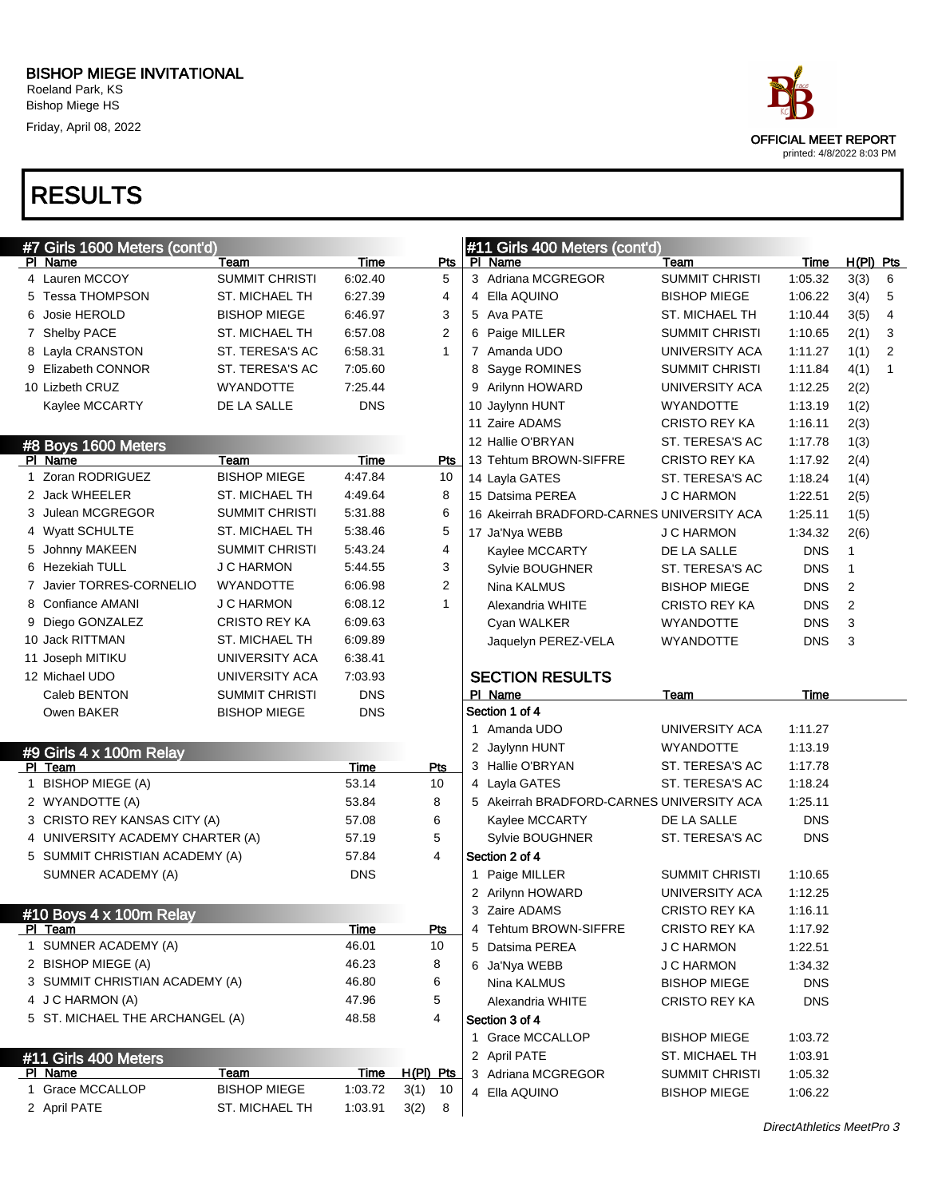# BISHOP MIEGE INVITATIONAL

Roeland Park, KS
Bishop Miege HS
Friday, April 08, 2022

OFFICIAL MEET REPORT
printed: 4/8/2022 8:03 PM

# RESULTS

## #7 Girls 1600 Meters (cont'd)

| Pl | Name | Team | Time | Pts |
|---|---|---|---|---|
| 4 | Lauren MCCOY | SUMMIT CHRISTI | 6:02.40 | 5 |
| 5 | Tessa THOMPSON | ST. MICHAEL TH | 6:27.39 | 4 |
| 6 | Josie HEROLD | BISHOP MIEGE | 6:46.97 | 3 |
| 7 | Shelby PACE | ST. MICHAEL TH | 6:57.08 | 2 |
| 8 | Layla CRANSTON | ST. TERESA'S AC | 6:58.31 | 1 |
| 9 | Elizabeth CONNOR | ST. TERESA'S AC | 7:05.60 | |
| 10 | Lizbeth CRUZ | WYANDOTTE | 7:25.44 | |
| | Kaylee MCCARTY | DE LA SALLE | DNS | |

## #8 Boys 1600 Meters

| Pl | Name | Team | Time | Pts |
|---|---|---|---|---|
| 1 | Zoran RODRIGUEZ | BISHOP MIEGE | 4:47.84 | 10 |
| 2 | Jack WHEELER | ST. MICHAEL TH | 4:49.64 | 8 |
| 3 | Julean MCGREGOR | SUMMIT CHRISTI | 5:31.88 | 6 |
| 4 | Wyatt SCHULTE | ST. MICHAEL TH | 5:38.46 | 5 |
| 5 | Johnny MAKEEN | SUMMIT CHRISTI | 5:43.24 | 4 |
| 6 | Hezekiah TULL | J C HARMON | 5:44.55 | 3 |
| 7 | Javier TORRES-CORNELIO | WYANDOTTE | 6:06.98 | 2 |
| 8 | Confiance AMANI | J C HARMON | 6:08.12 | 1 |
| 9 | Diego GONZALEZ | CRISTO REY KA | 6:09.63 | |
| 10 | Jack RITTMAN | ST. MICHAEL TH | 6:09.89 | |
| 11 | Joseph MITIKU | UNIVERSITY ACA | 6:38.41 | |
| 12 | Michael UDO | UNIVERSITY ACA | 7:03.93 | |
| | Caleb BENTON | SUMMIT CHRISTI | DNS | |
| | Owen BAKER | BISHOP MIEGE | DNS | |

## #9 Girls 4 x 100m Relay

| Pl | Team | Time | Pts |
|---|---|---|---|
| 1 | BISHOP MIEGE (A) | 53.14 | 10 |
| 2 | WYANDOTTE (A) | 53.84 | 8 |
| 3 | CRISTO REY KANSAS CITY (A) | 57.08 | 6 |
| 4 | UNIVERSITY ACADEMY CHARTER (A) | 57.19 | 5 |
| 5 | SUMMIT CHRISTIAN ACADEMY (A) | 57.84 | 4 |
| | SUMNER ACADEMY (A) | DNS | |

## #10 Boys 4 x 100m Relay

| Pl | Team | Time | Pts |
|---|---|---|---|
| 1 | SUMNER ACADEMY (A) | 46.01 | 10 |
| 2 | BISHOP MIEGE (A) | 46.23 | 8 |
| 3 | SUMMIT CHRISTIAN ACADEMY (A) | 46.80 | 6 |
| 4 | J C HARMON (A) | 47.96 | 5 |
| 5 | ST. MICHAEL THE ARCHANGEL (A) | 48.58 | 4 |

## #11 Girls 400 Meters

| Pl | Name | Team | Time | H(Pl) | Pts |
|---|---|---|---|---|---|
| 1 | Grace MCCALLOP | BISHOP MIEGE | 1:03.72 | 3(1) | 10 |
| 2 | April PATE | ST. MICHAEL TH | 1:03.91 | 3(2) | 8 |
| 3 | Adriana MCGREGOR | SUMMIT CHRISTI | 1:05.32 | 3(3) | 6 |
| 4 | Ella AQUINO | BISHOP MIEGE | 1:06.22 | 3(4) | 5 |
| 5 | Ava PATE | ST. MICHAEL TH | 1:10.44 | 3(5) | 4 |
| 6 | Paige MILLER | SUMMIT CHRISTI | 1:10.65 | 2(1) | 3 |
| 7 | Amanda UDO | UNIVERSITY ACA | 1:11.27 | 1(1) | 2 |
| 8 | Sayge ROMINES | SUMMIT CHRISTI | 1:11.84 | 4(1) | 1 |
| 9 | Arilynn HOWARD | UNIVERSITY ACA | 1:12.25 | 2(2) | |
| 10 | Jaylynn HUNT | WYANDOTTE | 1:13.19 | 1(2) | |
| 11 | Zaire ADAMS | CRISTO REY KA | 1:16.11 | 2(3) | |
| 12 | Hallie O'BRYAN | ST. TERESA'S AC | 1:17.78 | 1(3) | |
| 13 | Tehtum BROWN-SIFFRE | CRISTO REY KA | 1:17.92 | 2(4) | |
| 14 | Layla GATES | ST. TERESA'S AC | 1:18.24 | 1(4) | |
| 15 | Datsima PEREA | J C HARMON | 1:22.51 | 1(5) | |
| 16 | Akeirrah BRADFORD-CARNES | UNIVERSITY ACA | 1:25.11 | 1(5) | |
| 17 | Ja'Nya WEBB | J C HARMON | 1:34.32 | 2(6) | |
| | Kaylee MCCARTY | DE LA SALLE | DNS | 1 | |
| | Sylvie BOUGHNER | ST. TERESA'S AC | DNS | 1 | |
| | Nina KALMUS | BISHOP MIEGE | DNS | 2 | |
| | Alexandria WHITE | CRISTO REY KA | DNS | 2 | |
| | Cyan WALKER | WYANDOTTE | DNS | 3 | |
| | Jaquelyn PEREZ-VELA | WYANDOTTE | DNS | 3 | |

### SECTION RESULTS

| Pl | Name | Team | Time |
|---|---|---|---|
| **Section 1 of 4** | | | |
| 1 | Amanda UDO | UNIVERSITY ACA | 1:11.27 |
| 2 | Jaylynn HUNT | WYANDOTTE | 1:13.19 |
| 3 | Hallie O'BRYAN | ST. TERESA'S AC | 1:17.78 |
| 4 | Layla GATES | ST. TERESA'S AC | 1:18.24 |
| 5 | Akeirrah BRADFORD-CARNES | UNIVERSITY ACA | 1:25.11 |
| | Kaylee MCCARTY | DE LA SALLE | DNS |
| | Sylvie BOUGHNER | ST. TERESA'S AC | DNS |
| **Section 2 of 4** | | | |
| 1 | Paige MILLER | SUMMIT CHRISTI | 1:10.65 |
| 2 | Arilynn HOWARD | UNIVERSITY ACA | 1:12.25 |
| 3 | Zaire ADAMS | CRISTO REY KA | 1:16.11 |
| 4 | Tehtum BROWN-SIFFRE | CRISTO REY KA | 1:17.92 |
| 5 | Datsima PEREA | J C HARMON | 1:22.51 |
| 6 | Ja'Nya WEBB | J C HARMON | 1:34.32 |
| | Nina KALMUS | BISHOP MIEGE | DNS |
| | Alexandria WHITE | CRISTO REY KA | DNS |
| **Section 3 of 4** | | | |
| 1 | Grace MCCALLOP | BISHOP MIEGE | 1:03.72 |
| 2 | April PATE | ST. MICHAEL TH | 1:03.91 |
| 3 | Adriana MCGREGOR | SUMMIT CHRISTI | 1:05.32 |
| 4 | Ella AQUINO | BISHOP MIEGE | 1:06.22 |

*DirectAthletics MeetPro 3*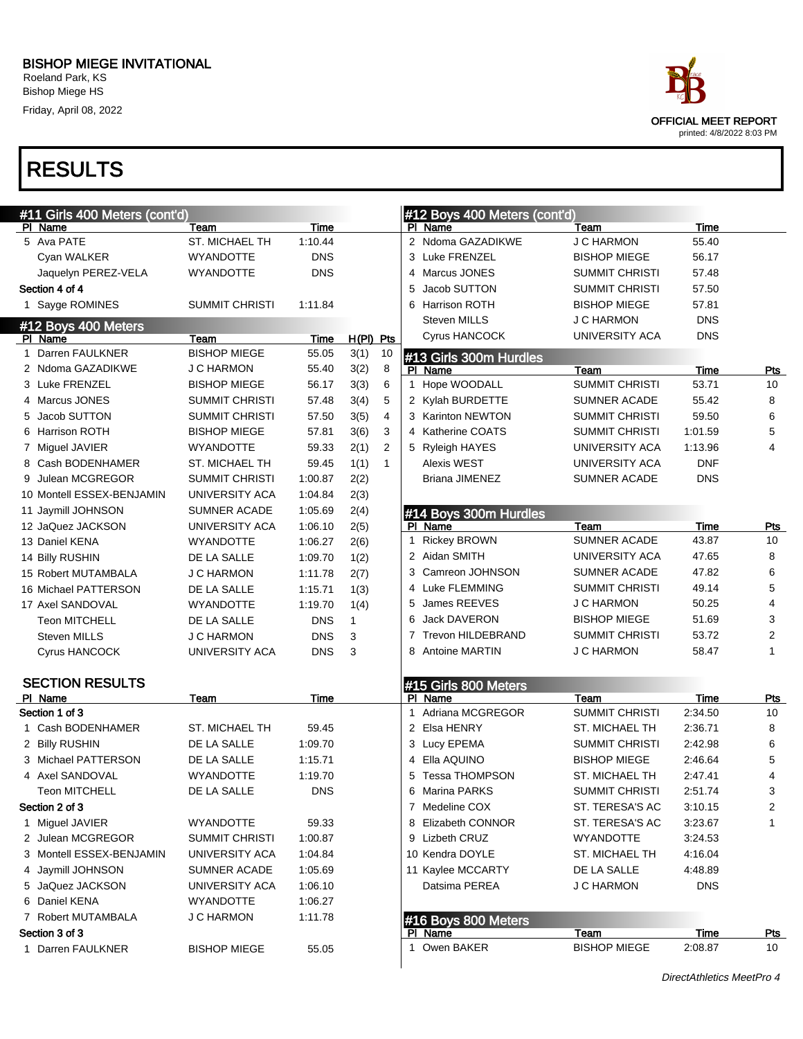BISHOP MIEGE INVITATIONAL
Roeland Park, KS
Bishop Miege HS
Friday, April 08, 2022

OFFICIAL MEET REPORT
printed: 4/8/2022 8:03 PM

# RESULTS

## #11 Girls 400 Meters (cont'd)

| Pl | Name | Team | Time |
|---|---|---|---|
| 5 | Ava PATE | ST. MICHAEL TH | 1:10.44 |
| | Cyan WALKER | WYANDOTTE | DNS |
| | Jaquelyn PEREZ-VELA | WYANDOTTE | DNS |
| **Section 4 of 4** | | | |
| 1 | Sayge ROMINES | SUMMIT CHRISTI | 1:11.84 |

## #12 Boys 400 Meters

| Pl | Name | Team | Time | H(Pl) | Pts |
|---|---|---|---|---|---|
| 1 | Darren FAULKNER | BISHOP MIEGE | 55.05 | 3(1) | 10 |
| 2 | Ndoma GAZADIKWE | J C HARMON | 55.40 | 3(2) | 8 |
| 3 | Luke FRENZEL | BISHOP MIEGE | 56.17 | 3(3) | 6 |
| 4 | Marcus JONES | SUMMIT CHRISTI | 57.48 | 3(4) | 5 |
| 5 | Jacob SUTTON | SUMMIT CHRISTI | 57.50 | 3(5) | 4 |
| 6 | Harrison ROTH | BISHOP MIEGE | 57.81 | 3(6) | 3 |
| 7 | Miguel JAVIER | WYANDOTTE | 59.33 | 2(1) | 2 |
| 8 | Cash BODENHAMER | ST. MICHAEL TH | 59.45 | 1(1) | 1 |
| 9 | Julean MCGREGOR | SUMMIT CHRISTI | 1:00.87 | 2(2) | |
| 10 | Montell ESSEX-BENJAMIN | UNIVERSITY ACA | 1:04.84 | 2(3) | |
| 11 | Jaymill JOHNSON | SUMNER ACADE | 1:05.69 | 2(4) | |
| 12 | JaQuez JACKSON | UNIVERSITY ACA | 1:06.10 | 2(5) | |
| 13 | Daniel KENA | WYANDOTTE | 1:06.27 | 2(6) | |
| 14 | Billy RUSHIN | DE LA SALLE | 1:09.70 | 1(2) | |
| 15 | Robert MUTAMBALA | J C HARMON | 1:11.78 | 2(7) | |
| 16 | Michael PATTERSON | DE LA SALLE | 1:15.71 | 1(3) | |
| 17 | Axel SANDOVAL | WYANDOTTE | 1:19.70 | 1(4) | |
| | Teon MITCHELL | DE LA SALLE | DNS | 1 | |
| | Steven MILLS | J C HARMON | DNS | 3 | |
| | Cyrus HANCOCK | UNIVERSITY ACA | DNS | 3 | |

### SECTION RESULTS

| Pl | Name | Team | Time |
|---|---|---|---|
| **Section 1 of 3** | | | |
| 1 | Cash BODENHAMER | ST. MICHAEL TH | 59.45 |
| 2 | Billy RUSHIN | DE LA SALLE | 1:09.70 |
| 3 | Michael PATTERSON | DE LA SALLE | 1:15.71 |
| 4 | Axel SANDOVAL | WYANDOTTE | 1:19.70 |
| | Teon MITCHELL | DE LA SALLE | DNS |
| **Section 2 of 3** | | | |
| 1 | Miguel JAVIER | WYANDOTTE | 59.33 |
| 2 | Julean MCGREGOR | SUMMIT CHRISTI | 1:00.87 |
| 3 | Montell ESSEX-BENJAMIN | UNIVERSITY ACA | 1:04.84 |
| 4 | Jaymill JOHNSON | SUMNER ACADE | 1:05.69 |
| 5 | JaQuez JACKSON | UNIVERSITY ACA | 1:06.10 |
| 6 | Daniel KENA | WYANDOTTE | 1:06.27 |
| 7 | Robert MUTAMBALA | J C HARMON | 1:11.78 |
| **Section 3 of 3** | | | |
| 1 | Darren FAULKNER | BISHOP MIEGE | 55.05 |

## #12 Boys 400 Meters (cont'd)

| Pl | Name | Team | Time |
|---|---|---|---|
| 2 | Ndoma GAZADIKWE | J C HARMON | 55.40 |
| 3 | Luke FRENZEL | BISHOP MIEGE | 56.17 |
| 4 | Marcus JONES | SUMMIT CHRISTI | 57.48 |
| 5 | Jacob SUTTON | SUMMIT CHRISTI | 57.50 |
| 6 | Harrison ROTH | BISHOP MIEGE | 57.81 |
| | Steven MILLS | J C HARMON | DNS |
| | Cyrus HANCOCK | UNIVERSITY ACA | DNS |

## #13 Girls 300m Hurdles

| Pl | Name | Team | Time | Pts |
|---|---|---|---|---|
| 1 | Hope WOODALL | SUMMIT CHRISTI | 53.71 | 10 |
| 2 | Kylah BURDETTE | SUMNER ACADE | 55.42 | 8 |
| 3 | Karinton NEWTON | SUMMIT CHRISTI | 59.50 | 6 |
| 4 | Katherine COATS | SUMMIT CHRISTI | 1:01.59 | 5 |
| 5 | Ryleigh HAYES | UNIVERSITY ACA | 1:13.96 | 4 |
| | Alexis WEST | UNIVERSITY ACA | DNF | |
| | Briana JIMENEZ | SUMNER ACADE | DNS | |

## #14 Boys 300m Hurdles

| Pl | Name | Team | Time | Pts |
|---|---|---|---|---|
| 1 | Rickey BROWN | SUMNER ACADE | 43.87 | 10 |
| 2 | Aidan SMITH | UNIVERSITY ACA | 47.65 | 8 |
| 3 | Camreon JOHNSON | SUMNER ACADE | 47.82 | 6 |
| 4 | Luke FLEMMING | SUMMIT CHRISTI | 49.14 | 5 |
| 5 | James REEVES | J C HARMON | 50.25 | 4 |
| 6 | Jack DAVERON | BISHOP MIEGE | 51.69 | 3 |
| 7 | Trevon HILDEBRAND | SUMMIT CHRISTI | 53.72 | 2 |
| 8 | Antoine MARTIN | J C HARMON | 58.47 | 1 |

## #15 Girls 800 Meters

| Pl | Name | Team | Time | Pts |
|---|---|---|---|---|
| 1 | Adriana MCGREGOR | SUMMIT CHRISTI | 2:34.50 | 10 |
| 2 | Elsa HENRY | ST. MICHAEL TH | 2:36.71 | 8 |
| 3 | Lucy EPEMA | SUMMIT CHRISTI | 2:42.98 | 6 |
| 4 | Ella AQUINO | BISHOP MIEGE | 2:46.64 | 5 |
| 5 | Tessa THOMPSON | ST. MICHAEL TH | 2:47.41 | 4 |
| 6 | Marina PARKS | SUMMIT CHRISTI | 2:51.74 | 3 |
| 7 | Medeline COX | ST. TERESA'S AC | 3:10.15 | 2 |
| 8 | Elizabeth CONNOR | ST. TERESA'S AC | 3:23.67 | 1 |
| 9 | Lizbeth CRUZ | WYANDOTTE | 3:24.53 | |
| 10 | Kendra DOYLE | ST. MICHAEL TH | 4:16.04 | |
| 11 | Kaylee MCCARTY | DE LA SALLE | 4:48.89 | |
| | Datsima PEREA | J C HARMON | DNS | |

## #16 Boys 800 Meters

| Pl | Name | Team | Time | Pts |
|---|---|---|---|---|
| 1 | Owen BAKER | BISHOP MIEGE | 2:08.87 | 10 |

*DirectAthletics MeetPro 4*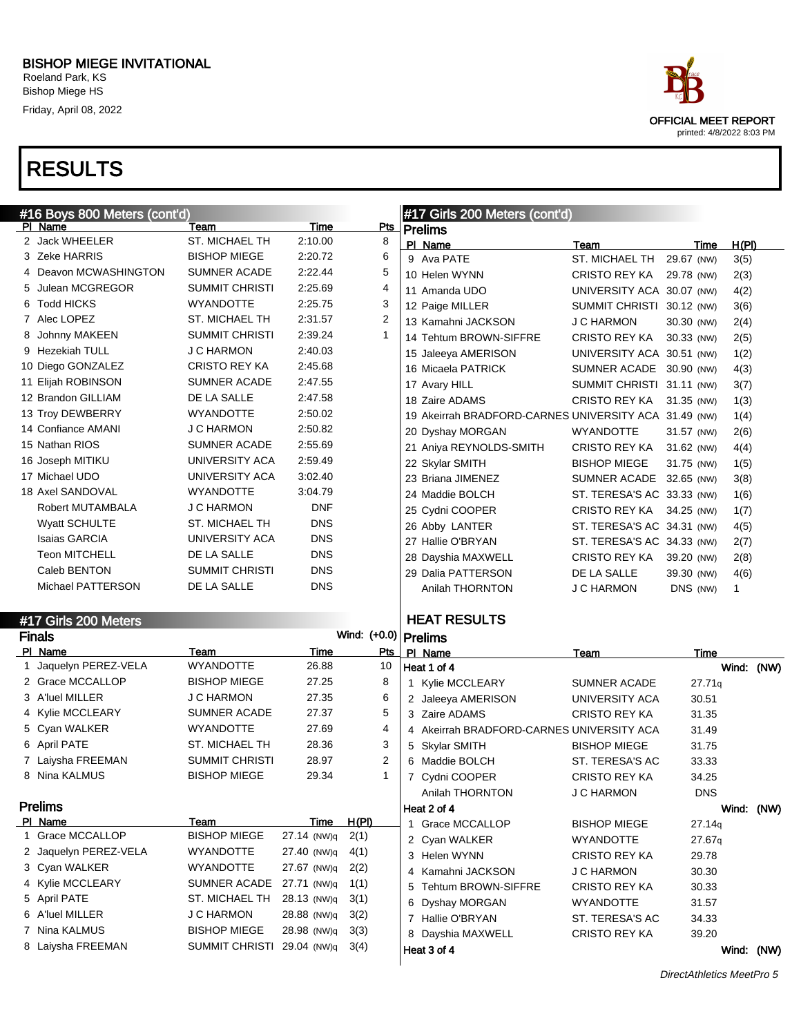# BISHOP MIEGE INVITATIONAL

Roeland Park, KS
Bishop Miege HS
Friday, April 08, 2022

OFFICIAL MEET REPORT
printed: 4/8/2022 8:03 PM

# RESULTS

## #16 Boys 800 Meters (cont'd)

| Pl | Name | Team | Time | Pts |
|---|---|---|---|---|
| 2 | Jack WHEELER | ST. MICHAEL TH | 2:10.00 | 8 |
| 3 | Zeke HARRIS | BISHOP MIEGE | 2:20.72 | 6 |
| 4 | Deavon MCWASHINGTON | SUMNER ACADE | 2:22.44 | 5 |
| 5 | Julean MCGREGOR | SUMMIT CHRISTI | 2:25.69 | 4 |
| 6 | Todd HICKS | WYANDOTTE | 2:25.75 | 3 |
| 7 | Alec LOPEZ | ST. MICHAEL TH | 2:31.57 | 2 |
| 8 | Johnny MAKEEN | SUMMIT CHRISTI | 2:39.24 | 1 |
| 9 | Hezekiah TULL | J C HARMON | 2:40.03 | |
| 10 | Diego GONZALEZ | CRISTO REY KA | 2:45.68 | |
| 11 | Elijah ROBINSON | SUMNER ACADE | 2:47.55 | |
| 12 | Brandon GILLIAM | DE LA SALLE | 2:47.58 | |
| 13 | Troy DEWBERRY | WYANDOTTE | 2:50.02 | |
| 14 | Confiance AMANI | J C HARMON | 2:50.82 | |
| 15 | Nathan RIOS | SUMNER ACADE | 2:55.69 | |
| 16 | Joseph MITIKU | UNIVERSITY ACA | 2:59.49 | |
| 17 | Michael UDO | UNIVERSITY ACA | 3:02.40 | |
| 18 | Axel SANDOVAL | WYANDOTTE | 3:04.79 | |
| | Robert MUTAMBALA | J C HARMON | DNF | |
| | Wyatt SCHULTE | ST. MICHAEL TH | DNS | |
| | Isaias GARCIA | UNIVERSITY ACA | DNS | |
| | Teon MITCHELL | DE LA SALLE | DNS | |
| | Caleb BENTON | SUMMIT CHRISTI | DNS | |
| | Michael PATTERSON | DE LA SALLE | DNS | |

## #17 Girls 200 Meters

### Finals

Wind: (+0.0)

| Pl | Name | Team | Time | Pts |
|---|---|---|---|---|
| 1 | Jaquelyn PEREZ-VELA | WYANDOTTE | 26.88 | 10 |
| 2 | Grace MCCALLOP | BISHOP MIEGE | 27.25 | 8 |
| 3 | A'luel MILLER | J C HARMON | 27.35 | 6 |
| 4 | Kylie MCCLEARY | SUMNER ACADE | 27.37 | 5 |
| 5 | Cyan WALKER | WYANDOTTE | 27.69 | 4 |
| 6 | April PATE | ST. MICHAEL TH | 28.36 | 3 |
| 7 | Laiysha FREEMAN | SUMMIT CHRISTI | 28.97 | 2 |
| 8 | Nina KALMUS | BISHOP MIEGE | 29.34 | 1 |

### Prelims

| Pl | Name | Team | Time | H(Pl) |
|---|---|---|---|---|
| 1 | Grace MCCALLOP | BISHOP MIEGE | 27.14 (NW)q | 2(1) |
| 2 | Jaquelyn PEREZ-VELA | WYANDOTTE | 27.40 (NW)q | 4(1) |
| 3 | Cyan WALKER | WYANDOTTE | 27.67 (NW)q | 2(2) |
| 4 | Kylie MCCLEARY | SUMNER ACADE | 27.71 (NW)q | 1(1) |
| 5 | April PATE | ST. MICHAEL TH | 28.13 (NW)q | 3(1) |
| 6 | A'luel MILLER | J C HARMON | 28.88 (NW)q | 3(2) |
| 7 | Nina KALMUS | BISHOP MIEGE | 28.98 (NW)q | 3(3) |
| 8 | Laiysha FREEMAN | SUMMIT CHRISTI | 29.04 (NW)q | 3(4) |

## #17 Girls 200 Meters (cont'd)

### Prelims

| Pl | Name | Team | Time | H(Pl) |
|---|---|---|---|---|
| 9 | Ava PATE | ST. MICHAEL TH | 29.67 (NW) | 3(5) |
| 10 | Helen WYNN | CRISTO REY KA | 29.78 (NW) | 2(3) |
| 11 | Amanda UDO | UNIVERSITY ACA | 30.07 (NW) | 4(2) |
| 12 | Paige MILLER | SUMMIT CHRISTI | 30.12 (NW) | 3(6) |
| 13 | Kamahni JACKSON | J C HARMON | 30.30 (NW) | 2(4) |
| 14 | Tehtum BROWN-SIFFRE | CRISTO REY KA | 30.33 (NW) | 2(5) |
| 15 | Jaleeya AMERISON | UNIVERSITY ACA | 30.51 (NW) | 1(2) |
| 16 | Micaela PATRICK | SUMNER ACADE | 30.90 (NW) | 4(3) |
| 17 | Avary HILL | SUMMIT CHRISTI | 31.11 (NW) | 3(7) |
| 18 | Zaire ADAMS | CRISTO REY KA | 31.35 (NW) | 1(3) |
| 19 | Akeirrah BRADFORD-CARNES | UNIVERSITY ACA | 31.49 (NW) | 1(4) |
| 20 | Dyshay MORGAN | WYANDOTTE | 31.57 (NW) | 2(6) |
| 21 | Aniya REYNOLDS-SMITH | CRISTO REY KA | 31.62 (NW) | 4(4) |
| 22 | Skylar SMITH | BISHOP MIEGE | 31.75 (NW) | 1(5) |
| 23 | Briana JIMENEZ | SUMNER ACADE | 32.65 (NW) | 3(8) |
| 24 | Maddie BOLCH | ST. TERESA'S AC | 33.33 (NW) | 1(6) |
| 25 | Cydni COOPER | CRISTO REY KA | 34.25 (NW) | 1(7) |
| 26 | Abby LANTER | ST. TERESA'S AC | 34.31 (NW) | 4(5) |
| 27 | Hallie O'BRYAN | ST. TERESA'S AC | 34.33 (NW) | 2(7) |
| 28 | Dayshia MAXWELL | CRISTO REY KA | 39.20 (NW) | 2(8) |
| 29 | Dalia PATTERSON | DE LA SALLE | 39.30 (NW) | 4(6) |
| | Anilah THORNTON | J C HARMON | DNS (NW) | 1 |

## HEAT RESULTS

### Prelims

**Heat 1 of 4** — Wind: (NW)

| Pl | Name | Team | Time |
|---|---|---|---|
| 1 | Kylie MCCLEARY | SUMNER ACADE | 27.71q |
| 2 | Jaleeya AMERISON | UNIVERSITY ACA | 30.51 |
| 3 | Zaire ADAMS | CRISTO REY KA | 31.35 |
| 4 | Akeirrah BRADFORD-CARNES | UNIVERSITY ACA | 31.49 |
| 5 | Skylar SMITH | BISHOP MIEGE | 31.75 |
| 6 | Maddie BOLCH | ST. TERESA'S AC | 33.33 |
| 7 | Cydni COOPER | CRISTO REY KA | 34.25 |
| | Anilah THORNTON | J C HARMON | DNS |

**Heat 2 of 4** — Wind: (NW)

| Pl | Name | Team | Time |
|---|---|---|---|
| 1 | Grace MCCALLOP | BISHOP MIEGE | 27.14q |
| 2 | Cyan WALKER | WYANDOTTE | 27.67q |
| 3 | Helen WYNN | CRISTO REY KA | 29.78 |
| 4 | Kamahni JACKSON | J C HARMON | 30.30 |
| 5 | Tehtum BROWN-SIFFRE | CRISTO REY KA | 30.33 |
| 6 | Dyshay MORGAN | WYANDOTTE | 31.57 |
| 7 | Hallie O'BRYAN | ST. TERESA'S AC | 34.33 |
| 8 | Dayshia MAXWELL | CRISTO REY KA | 39.20 |

**Heat 3 of 4** — Wind: (NW)

*DirectAthletics MeetPro 5*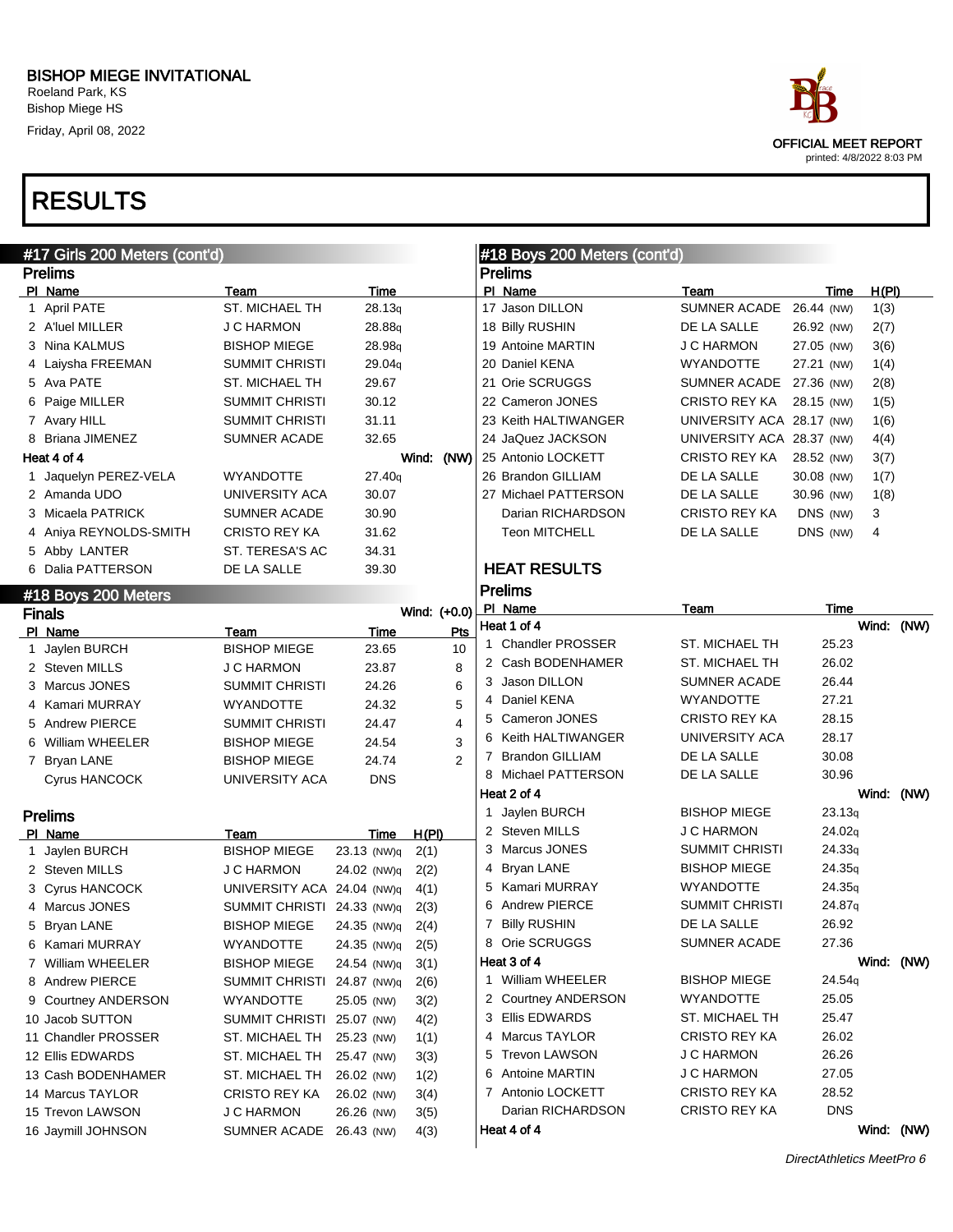# BISHOP MIEGE INVITATIONAL

Roeland Park, KS
Bishop Miege HS
Friday, April 08, 2022

OFFICIAL MEET REPORT
printed: 4/8/2022 8:03 PM

# RESULTS

## #17 Girls 200 Meters (cont'd)

### Prelims

| Pl | Name | Team | Time |
|---|---|---|---|
| 1 | April PATE | ST. MICHAEL TH | 28.13q |
| 2 | A'luel MILLER | J C HARMON | 28.88q |
| 3 | Nina KALMUS | BISHOP MIEGE | 28.98q |
| 4 | Laiysha FREEMAN | SUMMIT CHRISTI | 29.04q |
| 5 | Ava PATE | ST. MICHAEL TH | 29.67 |
| 6 | Paige MILLER | SUMMIT CHRISTI | 30.12 |
| 7 | Avary HILL | SUMMIT CHRISTI | 31.11 |
| 8 | Briana JIMENEZ | SUMNER ACADE | 32.65 |

**Heat 4 of 4** Wind: (NW)

| Pl | Name | Team | Time |
|---|---|---|---|
| 1 | Jaquelyn PEREZ-VELA | WYANDOTTE | 27.40q |
| 2 | Amanda UDO | UNIVERSITY ACA | 30.07 |
| 3 | Micaela PATRICK | SUMNER ACADE | 30.90 |
| 4 | Aniya REYNOLDS-SMITH | CRISTO REY KA | 31.62 |
| 5 | Abby LANTER | ST. TERESA'S AC | 34.31 |
| 6 | Dalia PATTERSON | DE LA SALLE | 39.30 |

## #18 Boys 200 Meters

### Finals

Wind: (+0.0)

| Pl | Name | Team | Time | Pts |
|---|---|---|---|---|
| 1 | Jaylen BURCH | BISHOP MIEGE | 23.65 | 10 |
| 2 | Steven MILLS | J C HARMON | 23.87 | 8 |
| 3 | Marcus JONES | SUMMIT CHRISTI | 24.26 | 6 |
| 4 | Kamari MURRAY | WYANDOTTE | 24.32 | 5 |
| 5 | Andrew PIERCE | SUMMIT CHRISTI | 24.47 | 4 |
| 6 | William WHEELER | BISHOP MIEGE | 24.54 | 3 |
| 7 | Bryan LANE | BISHOP MIEGE | 24.74 | 2 |
| | Cyrus HANCOCK | UNIVERSITY ACA | DNS | |

### Prelims

| Pl | Name | Team | Time | H(Pl) |
|---|---|---|---|---|
| 1 | Jaylen BURCH | BISHOP MIEGE | 23.13 (NW)q | 2(1) |
| 2 | Steven MILLS | J C HARMON | 24.02 (NW)q | 2(2) |
| 3 | Cyrus HANCOCK | UNIVERSITY ACA | 24.04 (NW)q | 4(1) |
| 4 | Marcus JONES | SUMMIT CHRISTI | 24.33 (NW)q | 2(3) |
| 5 | Bryan LANE | BISHOP MIEGE | 24.35 (NW)q | 2(4) |
| 6 | Kamari MURRAY | WYANDOTTE | 24.35 (NW)q | 2(5) |
| 7 | William WHEELER | BISHOP MIEGE | 24.54 (NW)q | 3(1) |
| 8 | Andrew PIERCE | SUMMIT CHRISTI | 24.87 (NW)q | 2(6) |
| 9 | Courtney ANDERSON | WYANDOTTE | 25.05 (NW) | 3(2) |
| 10 | Jacob SUTTON | SUMMIT CHRISTI | 25.07 (NW) | 4(2) |
| 11 | Chandler PROSSER | ST. MICHAEL TH | 25.23 (NW) | 1(1) |
| 12 | Ellis EDWARDS | ST. MICHAEL TH | 25.47 (NW) | 3(3) |
| 13 | Cash BODENHAMER | ST. MICHAEL TH | 26.02 (NW) | 1(2) |
| 14 | Marcus TAYLOR | CRISTO REY KA | 26.02 (NW) | 3(4) |
| 15 | Trevon LAWSON | J C HARMON | 26.26 (NW) | 3(5) |
| 16 | Jaymill JOHNSON | SUMNER ACADE | 26.43 (NW) | 4(3) |
| 17 | Jason DILLON | SUMNER ACADE | 26.44 (NW) | 1(3) |
| 18 | Billy RUSHIN | DE LA SALLE | 26.92 (NW) | 2(7) |
| 19 | Antoine MARTIN | J C HARMON | 27.05 (NW) | 3(6) |
| 20 | Daniel KENA | WYANDOTTE | 27.21 (NW) | 1(4) |
| 21 | Orie SCRUGGS | SUMNER ACADE | 27.36 (NW) | 2(8) |
| 22 | Cameron JONES | CRISTO REY KA | 28.15 (NW) | 1(5) |
| 23 | Keith HALTIWANGER | UNIVERSITY ACA | 28.17 (NW) | 1(6) |
| 24 | JaQuez JACKSON | UNIVERSITY ACA | 28.37 (NW) | 4(4) |
| 25 | Antonio LOCKETT | CRISTO REY KA | 28.52 (NW) | 3(7) |
| 26 | Brandon GILLIAM | DE LA SALLE | 30.08 (NW) | 1(7) |
| 27 | Michael PATTERSON | DE LA SALLE | 30.96 (NW) | 1(8) |
| | Darian RICHARDSON | CRISTO REY KA | DNS (NW) | 3 |
| | Teon MITCHELL | DE LA SALLE | DNS (NW) | 4 |

## HEAT RESULTS

### Prelims

**Heat 1 of 4** Wind: (NW)

| Pl | Name | Team | Time |
|---|---|---|---|
| 1 | Chandler PROSSER | ST. MICHAEL TH | 25.23 |
| 2 | Cash BODENHAMER | ST. MICHAEL TH | 26.02 |
| 3 | Jason DILLON | SUMNER ACADE | 26.44 |
| 4 | Daniel KENA | WYANDOTTE | 27.21 |
| 5 | Cameron JONES | CRISTO REY KA | 28.15 |
| 6 | Keith HALTIWANGER | UNIVERSITY ACA | 28.17 |
| 7 | Brandon GILLIAM | DE LA SALLE | 30.08 |
| 8 | Michael PATTERSON | DE LA SALLE | 30.96 |

**Heat 2 of 4** Wind: (NW)

| Pl | Name | Team | Time |
|---|---|---|---|
| 1 | Jaylen BURCH | BISHOP MIEGE | 23.13q |
| 2 | Steven MILLS | J C HARMON | 24.02q |
| 3 | Marcus JONES | SUMMIT CHRISTI | 24.33q |
| 4 | Bryan LANE | BISHOP MIEGE | 24.35q |
| 5 | Kamari MURRAY | WYANDOTTE | 24.35q |
| 6 | Andrew PIERCE | SUMMIT CHRISTI | 24.87q |
| 7 | Billy RUSHIN | DE LA SALLE | 26.92 |
| 8 | Orie SCRUGGS | SUMNER ACADE | 27.36 |

**Heat 3 of 4** Wind: (NW)

| Pl | Name | Team | Time |
|---|---|---|---|
| 1 | William WHEELER | BISHOP MIEGE | 24.54q |
| 2 | Courtney ANDERSON | WYANDOTTE | 25.05 |
| 3 | Ellis EDWARDS | ST. MICHAEL TH | 25.47 |
| 4 | Marcus TAYLOR | CRISTO REY KA | 26.02 |
| 5 | Trevon LAWSON | J C HARMON | 26.26 |
| 6 | Antoine MARTIN | J C HARMON | 27.05 |
| 7 | Antonio LOCKETT | CRISTO REY KA | 28.52 |
| | Darian RICHARDSON | CRISTO REY KA | DNS |

**Heat 4 of 4** Wind: (NW)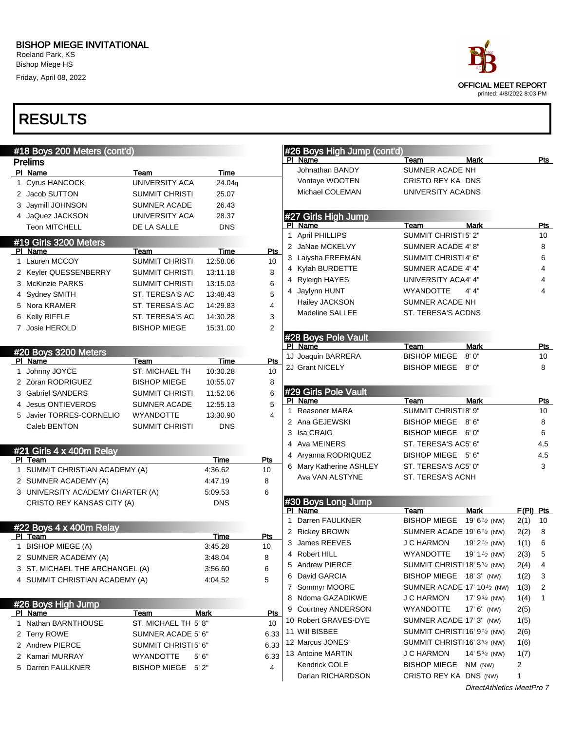# BISHOP MIEGE INVITATIONAL

Roeland Park, KS
Bishop Miege HS
Friday, April 08, 2022

OFFICIAL MEET REPORT
printed: 4/8/2022 8:03 PM

## RESULTS

### #18 Boys 200 Meters (cont'd)

**Prelims**

| Pl | Name | Team | Time |
|---|---|---|---|
| 1 | Cyrus HANCOCK | UNIVERSITY ACA | 24.04q |
| 2 | Jacob SUTTON | SUMMIT CHRISTI | 25.07 |
| 3 | Jaymill JOHNSON | SUMNER ACADE | 26.43 |
| 4 | JaQuez JACKSON | UNIVERSITY ACA | 28.37 |
| | Teon MITCHELL | DE LA SALLE | DNS |

### #19 Girls 3200 Meters

| Pl | Name | Team | Time | Pts |
|---|---|---|---|---|
| 1 | Lauren MCCOY | SUMMIT CHRISTI | 12:58.06 | 10 |
| 2 | Keyler QUESSENBERRY | SUMMIT CHRISTI | 13:11.18 | 8 |
| 3 | McKinzie PARKS | SUMMIT CHRISTI | 13:15.03 | 6 |
| 4 | Sydney SMITH | ST. TERESA'S AC | 13:48.43 | 5 |
| 5 | Nora KRAMER | ST. TERESA'S AC | 14:29.83 | 4 |
| 6 | Kelly RIFFLE | ST. TERESA'S AC | 14:30.28 | 3 |
| 7 | Josie HEROLD | BISHOP MIEGE | 15:31.00 | 2 |

### #20 Boys 3200 Meters

| Pl | Name | Team | Time | Pts |
|---|---|---|---|---|
| 1 | Johnny JOYCE | ST. MICHAEL TH | 10:30.28 | 10 |
| 2 | Zoran RODRIGUEZ | BISHOP MIEGE | 10:55.07 | 8 |
| 3 | Gabriel SANDERS | SUMMIT CHRISTI | 11:52.06 | 6 |
| 4 | Jesus ONTIEVEROS | SUMNER ACADE | 12:55.13 | 5 |
| 5 | Javier TORRES-CORNELIO | WYANDOTTE | 13:30.90 | 4 |
| | Caleb BENTON | SUMMIT CHRISTI | DNS | |

### #21 Girls 4 x 400m Relay

| Pl | Team | Time | Pts |
|---|---|---|---|
| 1 | SUMMIT CHRISTIAN ACADEMY (A) | 4:36.62 | 10 |
| 2 | SUMNER ACADEMY (A) | 4:47.19 | 8 |
| 3 | UNIVERSITY ACADEMY CHARTER (A) | 5:09.53 | 6 |
| | CRISTO REY KANSAS CITY (A) | DNS | |

### #22 Boys 4 x 400m Relay

| Pl | Team | Time | Pts |
|---|---|---|---|
| 1 | BISHOP MIEGE (A) | 3:45.28 | 10 |
| 2 | SUMNER ACADEMY (A) | 3:48.04 | 8 |
| 3 | ST. MICHAEL THE ARCHANGEL (A) | 3:56.60 | 6 |
| 4 | SUMMIT CHRISTIAN ACADEMY (A) | 4:04.52 | 5 |

### #26 Boys High Jump

| Pl | Name | Team | Mark | Pts |
|---|---|---|---|---|
| 1 | Nathan BARNTHOUSE | ST. MICHAEL TH | 5' 8" | 10 |
| 2 | Terry ROWE | SUMNER ACADE | 5' 6" | 6.33 |
| 2 | Andrew PIERCE | SUMMIT CHRISTI | 5' 6" | 6.33 |
| 2 | Kamari MURRAY | WYANDOTTE | 5' 6" | 6.33 |
| 5 | Darren FAULKNER | BISHOP MIEGE | 5' 2" | 4 |
| | Johnathan BANDY | SUMNER ACADE | NH | |
| | Vontaye WOOTEN | CRISTO REY KA | DNS | |
| | Michael COLEMAN | UNIVERSITY ACA | DNS | |

### #27 Girls High Jump

| Pl | Name | Team | Mark | Pts |
|---|---|---|---|---|
| 1 | April PHILLIPS | SUMMIT CHRISTI | 5' 2" | 10 |
| 2 | JaNae MCKELVY | SUMNER ACADE | 4' 8" | 8 |
| 3 | Laiysha FREEMAN | SUMMIT CHRISTI | 4' 6" | 6 |
| 4 | Kylah BURDETTE | SUMNER ACADE | 4' 4" | 4 |
| 4 | Ryleigh HAYES | UNIVERSITY ACA | 4' 4" | 4 |
| 4 | Jaylynn HUNT | WYANDOTTE | 4' 4" | 4 |
| | Hailey JACKSON | SUMNER ACADE | NH | |
| | Madeline SALLEE | ST. TERESA'S AC | DNS | |

### #28 Boys Pole Vault

| Pl | Name | Team | Mark | Pts |
|---|---|---|---|---|
| 1J | Joaquin BARRERA | BISHOP MIEGE | 8' 0" | 10 |
| 2J | Grant NICELY | BISHOP MIEGE | 8' 0" | 8 |

### #29 Girls Pole Vault

| Pl | Name | Team | Mark | Pts |
|---|---|---|---|---|
| 1 | Reasoner MARA | SUMMIT CHRISTI | 8' 9" | 10 |
| 2 | Ana GEJEWSKI | BISHOP MIEGE | 8' 6" | 8 |
| 3 | Isa CRAIG | BISHOP MIEGE | 6' 0" | 6 |
| 4 | Ava MEINERS | ST. TERESA'S AC | 5' 6" | 4.5 |
| 4 | Aryanna RODRIQUEZ | BISHOP MIEGE | 5' 6" | 4.5 |
| 6 | Mary Katherine ASHLEY | ST. TERESA'S AC | 5' 0" | 3 |
| | Ava VAN ALSTYNE | ST. TERESA'S AC | NH | |

### #30 Boys Long Jump

| Pl | Name | Team | Mark | F(PI) | Pts |
|---|---|---|---|---|---|
| 1 | Darren FAULKNER | BISHOP MIEGE | 19' 6½ (NW) | 2(1) | 10 |
| 2 | Rickey BROWN | SUMNER ACADE | 19' 6¼ (NW) | 2(2) | 8 |
| 3 | James REEVES | J C HARMON | 19' 2½ (NW) | 1(1) | 6 |
| 4 | Robert HILL | WYANDOTTE | 19' 1½ (NW) | 2(3) | 5 |
| 5 | Andrew PIERCE | SUMMIT CHRISTI | 18' 5¾ (NW) | 2(4) | 4 |
| 6 | David GARCIA | BISHOP MIEGE | 18' 3" (NW) | 1(2) | 3 |
| 7 | Sommyr MOORE | SUMNER ACADE | 17' 10½ (NW) | 1(3) | 2 |
| 8 | Ndoma GAZADIKWE | J C HARMON | 17' 9¾ (NW) | 1(4) | 1 |
| 9 | Courtney ANDERSON | WYANDOTTE | 17' 6" (NW) | 2(5) | |
| 10 | Robert GRAVES-DYE | SUMNER ACADE | 17' 3" (NW) | 1(5) | |
| 11 | Will BISBEE | SUMMIT CHRISTI | 16' 9¼ (NW) | 2(6) | |
| 12 | Marcus JONES | SUMMIT CHRISTI | 16' 3¾ (NW) | 1(6) | |
| 13 | Antoine MARTIN | J C HARMON | 14' 5¾ (NW) | 1(7) | |
| | Kendrick COLE | BISHOP MIEGE | NM (NW) | 2 | |
| | Darian RICHARDSON | CRISTO REY KA | DNS (NW) | 1 | |

*DirectAthletics MeetPro 7*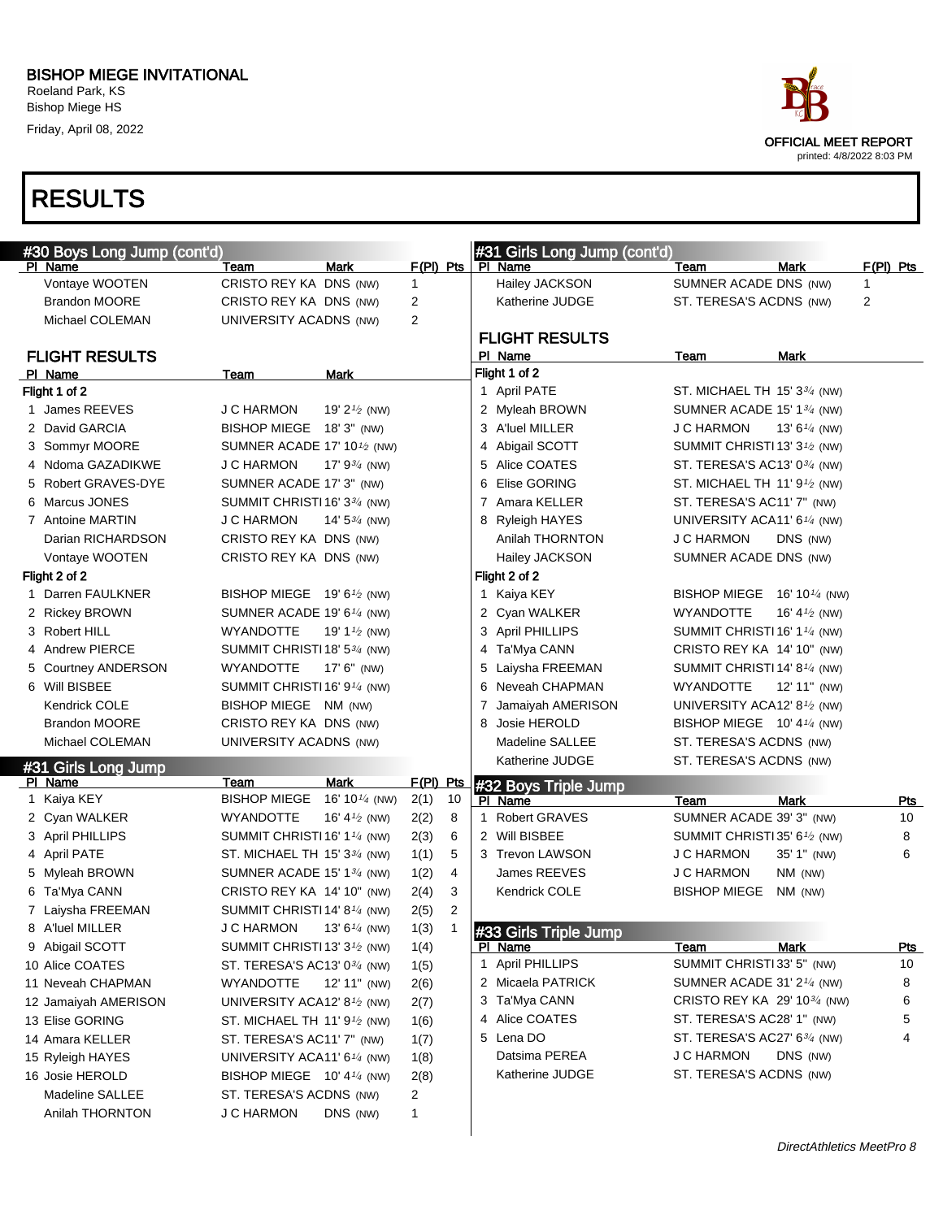BISHOP MIEGE INVITATIONAL
Roeland Park, KS
Bishop Miege HS
Friday, April 08, 2022

OFFICIAL MEET REPORT
printed: 4/8/2022 8:03 PM

# RESULTS

## #30 Boys Long Jump (cont'd)

| Pl | Name | Team | Mark | F(Pl) | Pts |
|---|---|---|---|---|---|
| | Vontaye WOOTEN | CRISTO REY KA | DNS (NW) | 1 | |
| | Brandon MOORE | CRISTO REY KA | DNS (NW) | 2 | |
| | Michael COLEMAN | UNIVERSITY ACA | DNS (NW) | 2 | |

### FLIGHT RESULTS

| Pl | Name | Team | Mark |
|---|---|---|---|
| **Flight 1 of 2** | | | |
| 1 | James REEVES | J C HARMON | 19' 2½ (NW) |
| 2 | David GARCIA | BISHOP MIEGE | 18' 3" (NW) |
| 3 | Sommyr MOORE | SUMNER ACADE | 17' 10½ (NW) |
| 4 | Ndoma GAZADIKWE | J C HARMON | 17' 9¾ (NW) |
| 5 | Robert GRAVES-DYE | SUMNER ACADE | 17' 3" (NW) |
| 6 | Marcus JONES | SUMMIT CHRISTI | 16' 3¾ (NW) |
| 7 | Antoine MARTIN | J C HARMON | 14' 5¾ (NW) |
| | Darian RICHARDSON | CRISTO REY KA | DNS (NW) |
| | Vontaye WOOTEN | CRISTO REY KA | DNS (NW) |
| **Flight 2 of 2** | | | |
| 1 | Darren FAULKNER | BISHOP MIEGE | 19' 6½ (NW) |
| 2 | Rickey BROWN | SUMNER ACADE | 19' 6¼ (NW) |
| 3 | Robert HILL | WYANDOTTE | 19' 1½ (NW) |
| 4 | Andrew PIERCE | SUMMIT CHRISTI | 18' 5¾ (NW) |
| 5 | Courtney ANDERSON | WYANDOTTE | 17' 6" (NW) |
| 6 | Will BISBEE | SUMMIT CHRISTI | 16' 9¼ (NW) |
| | Kendrick COLE | BISHOP MIEGE | NM (NW) |
| | Brandon MOORE | CRISTO REY KA | DNS (NW) |
| | Michael COLEMAN | UNIVERSITY ACA | DNS (NW) |

## #31 Girls Long Jump

| Pl | Name | Team | Mark | F(Pl) | Pts |
|---|---|---|---|---|---|
| 1 | Kaiya KEY | BISHOP MIEGE | 16' 10¼ (NW) | 2(1) | 10 |
| 2 | Cyan WALKER | WYANDOTTE | 16' 4½ (NW) | 2(2) | 8 |
| 3 | April PHILLIPS | SUMMIT CHRISTI | 16' 1¼ (NW) | 2(3) | 6 |
| 4 | April PATE | ST. MICHAEL TH | 15' 3¾ (NW) | 1(1) | 5 |
| 5 | Myleah BROWN | SUMNER ACADE | 15' 1¾ (NW) | 1(2) | 4 |
| 6 | Ta'Mya CANN | CRISTO REY KA | 14' 10" (NW) | 2(4) | 3 |
| 7 | Laiysha FREEMAN | SUMMIT CHRISTI | 14' 8¼ (NW) | 2(5) | 2 |
| 8 | A'luel MILLER | J C HARMON | 13' 6¼ (NW) | 1(3) | 1 |
| 9 | Abigail SCOTT | SUMMIT CHRISTI | 13' 3½ (NW) | 1(4) | |
| 10 | Alice COATES | ST. TERESA'S AC | 13' 0¾ (NW) | 1(5) | |
| 11 | Neveah CHAPMAN | WYANDOTTE | 12' 11" (NW) | 2(6) | |
| 12 | Jamaiyah AMERISON | UNIVERSITY ACA | 12' 8½ (NW) | 2(7) | |
| 13 | Elise GORING | ST. MICHAEL TH | 11' 9½ (NW) | 1(6) | |
| 14 | Amara KELLER | ST. TERESA'S AC | 11' 7" (NW) | 1(7) | |
| 15 | Ryleigh HAYES | UNIVERSITY ACA | 11' 6¼ (NW) | 1(8) | |
| 16 | Josie HEROLD | BISHOP MIEGE | 10' 4¼ (NW) | 2(8) | |
| | Madeline SALLEE | ST. TERESA'S AC | DNS (NW) | 2 | |
| | Anilah THORNTON | J C HARMON | DNS (NW) | 1 | |
| | Hailey JACKSON | SUMNER ACADE | DNS (NW) | 1 | |
| | Katherine JUDGE | ST. TERESA'S AC | DNS (NW) | 2 | |

### FLIGHT RESULTS

| Pl | Name | Team | Mark |
|---|---|---|---|
| **Flight 1 of 2** | | | |
| 1 | April PATE | ST. MICHAEL TH | 15' 3¾ (NW) |
| 2 | Myleah BROWN | SUMNER ACADE | 15' 1¾ (NW) |
| 3 | A'luel MILLER | J C HARMON | 13' 6¼ (NW) |
| 4 | Abigail SCOTT | SUMMIT CHRISTI | 13' 3½ (NW) |
| 5 | Alice COATES | ST. TERESA'S AC | 13' 0¾ (NW) |
| 6 | Elise GORING | ST. MICHAEL TH | 11' 9½ (NW) |
| 7 | Amara KELLER | ST. TERESA'S AC | 11' 7" (NW) |
| 8 | Ryleigh HAYES | UNIVERSITY ACA | 11' 6¼ (NW) |
| | Anilah THORNTON | J C HARMON | DNS (NW) |
| | Hailey JACKSON | SUMNER ACADE | DNS (NW) |
| **Flight 2 of 2** | | | |
| 1 | Kaiya KEY | BISHOP MIEGE | 16' 10¼ (NW) |
| 2 | Cyan WALKER | WYANDOTTE | 16' 4½ (NW) |
| 3 | April PHILLIPS | SUMMIT CHRISTI | 16' 1¼ (NW) |
| 4 | Ta'Mya CANN | CRISTO REY KA | 14' 10" (NW) |
| 5 | Laiysha FREEMAN | SUMMIT CHRISTI | 14' 8¼ (NW) |
| 6 | Neveah CHAPMAN | WYANDOTTE | 12' 11" (NW) |
| 7 | Jamaiyah AMERISON | UNIVERSITY ACA | 12' 8½ (NW) |
| 8 | Josie HEROLD | BISHOP MIEGE | 10' 4¼ (NW) |
| | Madeline SALLEE | ST. TERESA'S AC | DNS (NW) |
| | Katherine JUDGE | ST. TERESA'S AC | DNS (NW) |

## #32 Boys Triple Jump

| Pl | Name | Team | Mark | Pts |
|---|---|---|---|---|
| 1 | Robert GRAVES | SUMNER ACADE | 39' 3" (NW) | 10 |
| 2 | Will BISBEE | SUMMIT CHRISTI | 35' 6½ (NW) | 8 |
| 3 | Trevon LAWSON | J C HARMON | 35' 1" (NW) | 6 |
| | James REEVES | J C HARMON | NM (NW) | |
| | Kendrick COLE | BISHOP MIEGE | NM (NW) | |

## #33 Girls Triple Jump

| Pl | Name | Team | Mark | Pts |
|---|---|---|---|---|
| 1 | April PHILLIPS | SUMMIT CHRISTI | 33' 5" (NW) | 10 |
| 2 | Micaela PATRICK | SUMNER ACADE | 31' 2¼ (NW) | 8 |
| 3 | Ta'Mya CANN | CRISTO REY KA | 29' 10¾ (NW) | 6 |
| 4 | Alice COATES | ST. TERESA'S AC | 28' 1" (NW) | 5 |
| 5 | Lena DO | ST. TERESA'S AC | 27' 6¾ (NW) | 4 |
| | Datsima PEREA | J C HARMON | DNS (NW) | |
| | Katherine JUDGE | ST. TERESA'S AC | DNS (NW) | |

*DirectAthletics MeetPro 8*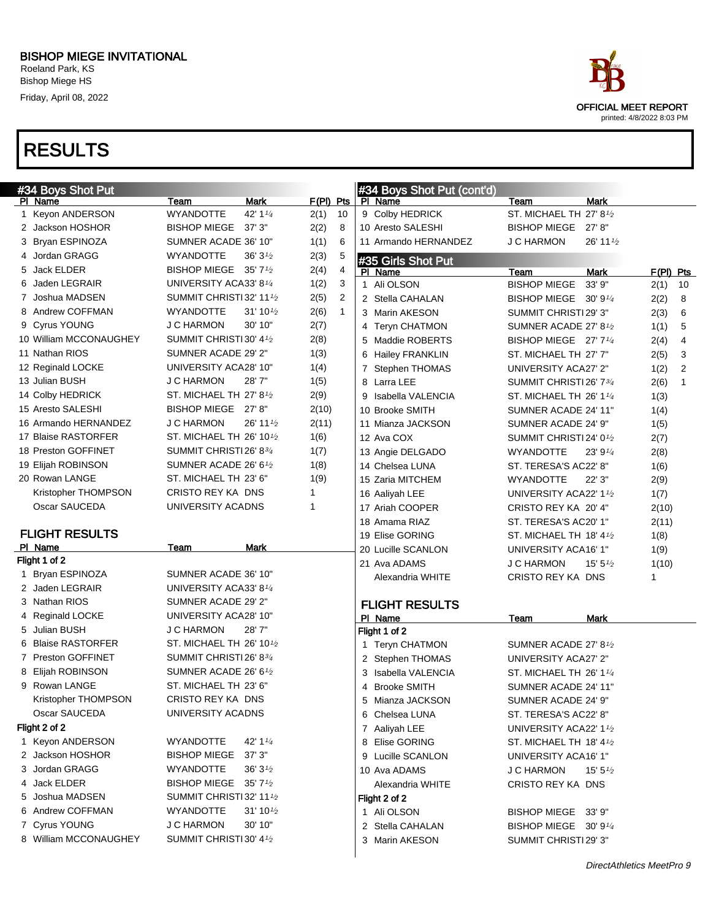BISHOP MIEGE INVITATIONAL
Roeland Park, KS
Bishop Miege HS
Friday, April 08, 2022

OFFICIAL MEET REPORT
printed: 4/8/2022 8:03 PM

# RESULTS

## #34 Boys Shot Put

| Pl | Name | Team | Mark | F(Pl) | Pts |
|---|---|---|---|---|---|
| 1 | Keyon ANDERSON | WYANDOTTE | 42' 1¼ | 2(1) | 10 |
| 2 | Jackson HOSHOR | BISHOP MIEGE | 37' 3" | 2(2) | 8 |
| 3 | Bryan ESPINOZA | SUMNER ACADE | 36' 10" | 1(1) | 6 |
| 4 | Jordan GRAGG | WYANDOTTE | 36' 3½ | 2(3) | 5 |
| 5 | Jack ELDER | BISHOP MIEGE | 35' 7½ | 2(4) | 4 |
| 6 | Jaden LEGRAIR | UNIVERSITY ACA | 33' 8¼ | 1(2) | 3 |
| 7 | Joshua MADSEN | SUMMIT CHRISTI | 32' 11½ | 2(5) | 2 |
| 8 | Andrew COFFMAN | WYANDOTTE | 31' 10½ | 2(6) | 1 |
| 9 | Cyrus YOUNG | J C HARMON | 30' 10" | 2(7) | |
| 10 | William MCCONAUGHEY | SUMMIT CHRISTI | 30' 4½ | 2(8) | |
| 11 | Nathan RIOS | SUMNER ACADE | 29' 2" | 1(3) | |
| 12 | Reginald LOCKE | UNIVERSITY ACA | 28' 10" | 1(4) | |
| 13 | Julian BUSH | J C HARMON | 28' 7" | 1(5) | |
| 14 | Colby HEDRICK | ST. MICHAEL TH | 27' 8½ | 2(9) | |
| 15 | Aresto SALESHI | BISHOP MIEGE | 27' 8" | 2(10) | |
| 16 | Armando HERNANDEZ | J C HARMON | 26' 11½ | 2(11) | |
| 17 | Blaise RASTORFER | ST. MICHAEL TH | 26' 10½ | 1(6) | |
| 18 | Preston GOFFINET | SUMMIT CHRISTI | 26' 8¾ | 1(7) | |
| 19 | Elijah ROBINSON | SUMNER ACADE | 26' 6½ | 1(8) | |
| 20 | Rowan LANGE | ST. MICHAEL TH | 23' 6" | 1(9) | |
| | Kristopher THOMPSON | CRISTO REY KA | DNS | 1 | |
| | Oscar SAUCEDA | UNIVERSITY ACA | DNS | 1 | |

### FLIGHT RESULTS

| Pl | Name | Team | Mark |
|---|---|---|---|
| **Flight 1 of 2** | | | |
| 1 | Bryan ESPINOZA | SUMNER ACADE | 36' 10" |
| 2 | Jaden LEGRAIR | UNIVERSITY ACA | 33' 8¼ |
| 3 | Nathan RIOS | SUMNER ACADE | 29' 2" |
| 4 | Reginald LOCKE | UNIVERSITY ACA | 28' 10" |
| 5 | Julian BUSH | J C HARMON | 28' 7" |
| 6 | Blaise RASTORFER | ST. MICHAEL TH | 26' 10½ |
| 7 | Preston GOFFINET | SUMMIT CHRISTI | 26' 8¾ |
| 8 | Elijah ROBINSON | SUMNER ACADE | 26' 6½ |
| 9 | Rowan LANGE | ST. MICHAEL TH | 23' 6" |
| | Kristopher THOMPSON | CRISTO REY KA | DNS |
| | Oscar SAUCEDA | UNIVERSITY ACA | DNS |
| **Flight 2 of 2** | | | |
| 1 | Keyon ANDERSON | WYANDOTTE | 42' 1¼ |
| 2 | Jackson HOSHOR | BISHOP MIEGE | 37' 3" |
| 3 | Jordan GRAGG | WYANDOTTE | 36' 3½ |
| 4 | Jack ELDER | BISHOP MIEGE | 35' 7½ |
| 5 | Joshua MADSEN | SUMMIT CHRISTI | 32' 11½ |
| 6 | Andrew COFFMAN | WYANDOTTE | 31' 10½ |
| 7 | Cyrus YOUNG | J C HARMON | 30' 10" |
| 8 | William MCCONAUGHEY | SUMMIT CHRISTI | 30' 4½ |
| 9 | Colby HEDRICK | ST. MICHAEL TH | 27' 8½ |
| 10 | Aresto SALESHI | BISHOP MIEGE | 27' 8" |
| 11 | Armando HERNANDEZ | J C HARMON | 26' 11½ |

## #35 Girls Shot Put

| Pl | Name | Team | Mark | F(Pl) | Pts |
|---|---|---|---|---|---|
| 1 | Ali OLSON | BISHOP MIEGE | 33' 9" | 2(1) | 10 |
| 2 | Stella CAHALAN | BISHOP MIEGE | 30' 9¼ | 2(2) | 8 |
| 3 | Marin AKESON | SUMMIT CHRISTI | 29' 3" | 2(3) | 6 |
| 4 | Teryn CHATMON | SUMNER ACADE | 27' 8½ | 1(1) | 5 |
| 5 | Maddie ROBERTS | BISHOP MIEGE | 27' 7¼ | 2(4) | 4 |
| 6 | Hailey FRANKLIN | ST. MICHAEL TH | 27' 7" | 2(5) | 3 |
| 7 | Stephen THOMAS | UNIVERSITY ACA | 27' 2" | 1(2) | 2 |
| 8 | Larra LEE | SUMMIT CHRISTI | 26' 7¾ | 2(6) | 1 |
| 9 | Isabella VALENCIA | ST. MICHAEL TH | 26' 1¼ | 1(3) | |
| 10 | Brooke SMITH | SUMNER ACADE | 24' 11" | 1(4) | |
| 11 | Mianza JACKSON | SUMNER ACADE | 24' 9" | 1(5) | |
| 12 | Ava COX | SUMMIT CHRISTI | 24' 0½ | 2(7) | |
| 13 | Angie DELGADO | WYANDOTTE | 23' 9¼ | 2(8) | |
| 14 | Chelsea LUNA | ST. TERESA'S AC | 22' 8" | 1(6) | |
| 15 | Zaria MITCHEM | WYANDOTTE | 22' 3" | 2(9) | |
| 16 | Aaliyah LEE | UNIVERSITY ACA | 22' 1½ | 1(7) | |
| 17 | Ariah COOPER | CRISTO REY KA | 20' 4" | 2(10) | |
| 18 | Amama RIAZ | ST. TERESA'S AC | 20' 1" | 2(11) | |
| 19 | Elise GORING | ST. MICHAEL TH | 18' 4½ | 1(8) | |
| 20 | Lucille SCANLON | UNIVERSITY ACA | 16' 1" | 1(9) | |
| 21 | Ava ADAMS | J C HARMON | 15' 5½ | 1(10) | |
| | Alexandria WHITE | CRISTO REY KA | DNS | 1 | |

### FLIGHT RESULTS

| Pl | Name | Team | Mark |
|---|---|---|---|
| **Flight 1 of 2** | | | |
| 1 | Teryn CHATMON | SUMNER ACADE | 27' 8½ |
| 2 | Stephen THOMAS | UNIVERSITY ACA | 27' 2" |
| 3 | Isabella VALENCIA | ST. MICHAEL TH | 26' 1¼ |
| 4 | Brooke SMITH | SUMNER ACADE | 24' 11" |
| 5 | Mianza JACKSON | SUMNER ACADE | 24' 9" |
| 6 | Chelsea LUNA | ST. TERESA'S AC | 22' 8" |
| 7 | Aaliyah LEE | UNIVERSITY ACA | 22' 1½ |
| 8 | Elise GORING | ST. MICHAEL TH | 18' 4½ |
| 9 | Lucille SCANLON | UNIVERSITY ACA | 16' 1" |
| 10 | Ava ADAMS | J C HARMON | 15' 5½ |
| | Alexandria WHITE | CRISTO REY KA | DNS |
| **Flight 2 of 2** | | | |
| 1 | Ali OLSON | BISHOP MIEGE | 33' 9" |
| 2 | Stella CAHALAN | BISHOP MIEGE | 30' 9¼ |
| 3 | Marin AKESON | SUMMIT CHRISTI | 29' 3" |

DirectAthletics MeetPro 9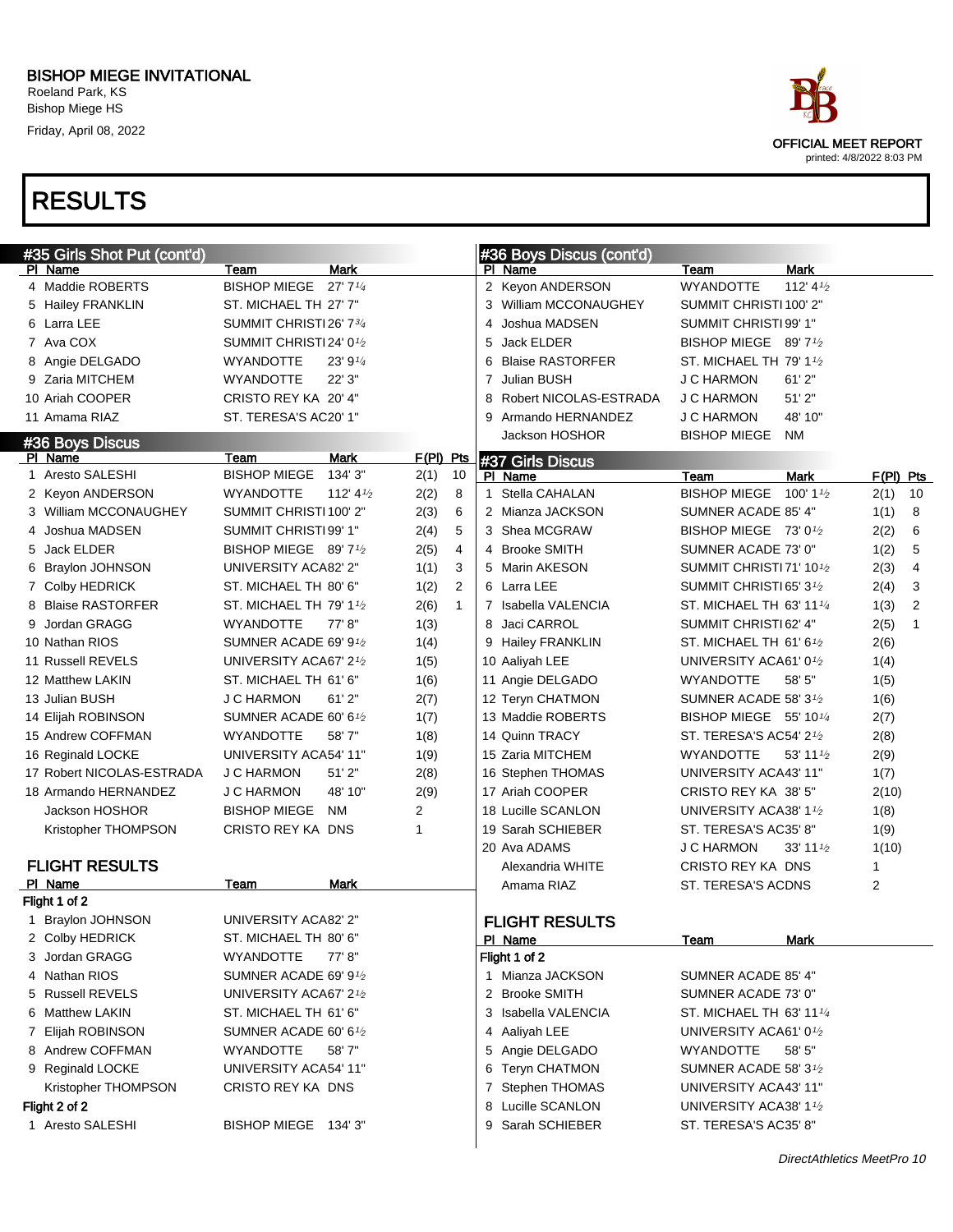# BISHOP MIEGE INVITATIONAL

Roeland Park, KS
Bishop Miege HS
Friday, April 08, 2022

OFFICIAL MEET REPORT
printed: 4/8/2022 8:03 PM

# RESULTS

## #35 Girls Shot Put (cont'd)

| Pl | Name | Team | Mark |
|---|---|---|---|
| 4 | Maddie ROBERTS | BISHOP MIEGE | 27' 7¼ |
| 5 | Hailey FRANKLIN | ST. MICHAEL TH | 27' 7" |
| 6 | Larra LEE | SUMMIT CHRISTI | 26' 7¾ |
| 7 | Ava COX | SUMMIT CHRISTI | 24' 0½ |
| 8 | Angie DELGADO | WYANDOTTE | 23' 9¼ |
| 9 | Zaria MITCHEM | WYANDOTTE | 22' 3" |
| 10 | Ariah COOPER | CRISTO REY KA | 20' 4" |
| 11 | Amama RIAZ | ST. TERESA'S AC | 20' 1" |

## #36 Boys Discus

| Pl | Name | Team | Mark | F(Pl) | Pts |
|---|---|---|---|---|---|
| 1 | Aresto SALESHI | BISHOP MIEGE | 134' 3" | 2(1) | 10 |
| 2 | Keyon ANDERSON | WYANDOTTE | 112' 4½ | 2(2) | 8 |
| 3 | William MCCONAUGHEY | SUMMIT CHRISTI | 100' 2" | 2(3) | 6 |
| 4 | Joshua MADSEN | SUMMIT CHRISTI | 99' 1" | 2(4) | 5 |
| 5 | Jack ELDER | BISHOP MIEGE | 89' 7½ | 2(5) | 4 |
| 6 | Braylon JOHNSON | UNIVERSITY ACA | 82' 2" | 1(1) | 3 |
| 7 | Colby HEDRICK | ST. MICHAEL TH | 80' 6" | 1(2) | 2 |
| 8 | Blaise RASTORFER | ST. MICHAEL TH | 79' 1½ | 2(6) | 1 |
| 9 | Jordan GRAGG | WYANDOTTE | 77' 8" | 1(3) | |
| 10 | Nathan RIOS | SUMNER ACADE | 69' 9½ | 1(4) | |
| 11 | Russell REVELS | UNIVERSITY ACA | 67' 2½ | 1(5) | |
| 12 | Matthew LAKIN | ST. MICHAEL TH | 61' 6" | 1(6) | |
| 13 | Julian BUSH | J C HARMON | 61' 2" | 2(7) | |
| 14 | Elijah ROBINSON | SUMNER ACADE | 60' 6½ | 1(7) | |
| 15 | Andrew COFFMAN | WYANDOTTE | 58' 7" | 1(8) | |
| 16 | Reginald LOCKE | UNIVERSITY ACA | 54' 11" | 1(9) | |
| 17 | Robert NICOLAS-ESTRADA | J C HARMON | 51' 2" | 2(8) | |
| 18 | Armando HERNANDEZ | J C HARMON | 48' 10" | 2(9) | |
| | Jackson HOSHOR | BISHOP MIEGE | NM | 2 | |
| | Kristopher THOMPSON | CRISTO REY KA | DNS | 1 | |

### FLIGHT RESULTS

| Pl | Name | Team | Mark |
|---|---|---|---|
| **Flight 1 of 2** | | | |
| 1 | Braylon JOHNSON | UNIVERSITY ACA | 82' 2" |
| 2 | Colby HEDRICK | ST. MICHAEL TH | 80' 6" |
| 3 | Jordan GRAGG | WYANDOTTE | 77' 8" |
| 4 | Nathan RIOS | SUMNER ACADE | 69' 9½ |
| 5 | Russell REVELS | UNIVERSITY ACA | 67' 2½ |
| 6 | Matthew LAKIN | ST. MICHAEL TH | 61' 6" |
| 7 | Elijah ROBINSON | SUMNER ACADE | 60' 6½ |
| 8 | Andrew COFFMAN | WYANDOTTE | 58' 7" |
| 9 | Reginald LOCKE | UNIVERSITY ACA | 54' 11" |
| | Kristopher THOMPSON | CRISTO REY KA | DNS |
| **Flight 2 of 2** | | | |
| 1 | Aresto SALESHI | BISHOP MIEGE | 134' 3" |

## #36 Boys Discus (cont'd)

| Pl | Name | Team | Mark |
|---|---|---|---|
| 2 | Keyon ANDERSON | WYANDOTTE | 112' 4½ |
| 3 | William MCCONAUGHEY | SUMMIT CHRISTI | 100' 2" |
| 4 | Joshua MADSEN | SUMMIT CHRISTI | 99' 1" |
| 5 | Jack ELDER | BISHOP MIEGE | 89' 7½ |
| 6 | Blaise RASTORFER | ST. MICHAEL TH | 79' 1½ |
| 7 | Julian BUSH | J C HARMON | 61' 2" |
| 8 | Robert NICOLAS-ESTRADA | J C HARMON | 51' 2" |
| 9 | Armando HERNANDEZ | J C HARMON | 48' 10" |
| | Jackson HOSHOR | BISHOP MIEGE | NM |

## #37 Girls Discus

| Pl | Name | Team | Mark | F(Pl) | Pts |
|---|---|---|---|---|---|
| 1 | Stella CAHALAN | BISHOP MIEGE | 100' 1½ | 2(1) | 10 |
| 2 | Mianza JACKSON | SUMNER ACADE | 85' 4" | 1(1) | 8 |
| 3 | Shea MCGRAW | BISHOP MIEGE | 73' 0½ | 2(2) | 6 |
| 4 | Brooke SMITH | SUMNER ACADE | 73' 0" | 1(2) | 5 |
| 5 | Marin AKESON | SUMMIT CHRISTI | 71' 10½ | 2(3) | 4 |
| 6 | Larra LEE | SUMMIT CHRISTI | 65' 3½ | 2(4) | 3 |
| 7 | Isabella VALENCIA | ST. MICHAEL TH | 63' 11¼ | 1(3) | 2 |
| 8 | Jaci CARROL | SUMMIT CHRISTI | 62' 4" | 2(5) | 1 |
| 9 | Hailey FRANKLIN | ST. MICHAEL TH | 61' 6½ | 2(6) | |
| 10 | Aaliyah LEE | UNIVERSITY ACA | 61' 0½ | 1(4) | |
| 11 | Angie DELGADO | WYANDOTTE | 58' 5" | 1(5) | |
| 12 | Teryn CHATMON | SUMNER ACADE | 58' 3½ | 1(6) | |
| 13 | Maddie ROBERTS | BISHOP MIEGE | 55' 10¼ | 2(7) | |
| 14 | Quinn TRACY | ST. TERESA'S AC | 54' 2½ | 2(8) | |
| 15 | Zaria MITCHEM | WYANDOTTE | 53' 11½ | 2(9) | |
| 16 | Stephen THOMAS | UNIVERSITY ACA | 43' 11" | 1(7) | |
| 17 | Ariah COOPER | CRISTO REY KA | 38' 5" | 2(10) | |
| 18 | Lucille SCANLON | UNIVERSITY ACA | 38' 1½ | 1(8) | |
| 19 | Sarah SCHIEBER | ST. TERESA'S AC | 35' 8" | 1(9) | |
| 20 | Ava ADAMS | J C HARMON | 33' 11½ | 1(10) | |
| | Alexandria WHITE | CRISTO REY KA | DNS | 1 | |
| | Amama RIAZ | ST. TERESA'S AC | DNS | 2 | |

### FLIGHT RESULTS

| Pl | Name | Team | Mark |
|---|---|---|---|
| **Flight 1 of 2** | | | |
| 1 | Mianza JACKSON | SUMNER ACADE | 85' 4" |
| 2 | Brooke SMITH | SUMNER ACADE | 73' 0" |
| 3 | Isabella VALENCIA | ST. MICHAEL TH | 63' 11¼ |
| 4 | Aaliyah LEE | UNIVERSITY ACA | 61' 0½ |
| 5 | Angie DELGADO | WYANDOTTE | 58' 5" |
| 6 | Teryn CHATMON | SUMNER ACADE | 58' 3½ |
| 7 | Stephen THOMAS | UNIVERSITY ACA | 43' 11" |
| 8 | Lucille SCANLON | UNIVERSITY ACA | 38' 1½ |
| 9 | Sarah SCHIEBER | ST. TERESA'S AC | 35' 8" |

DirectAthletics MeetPro 10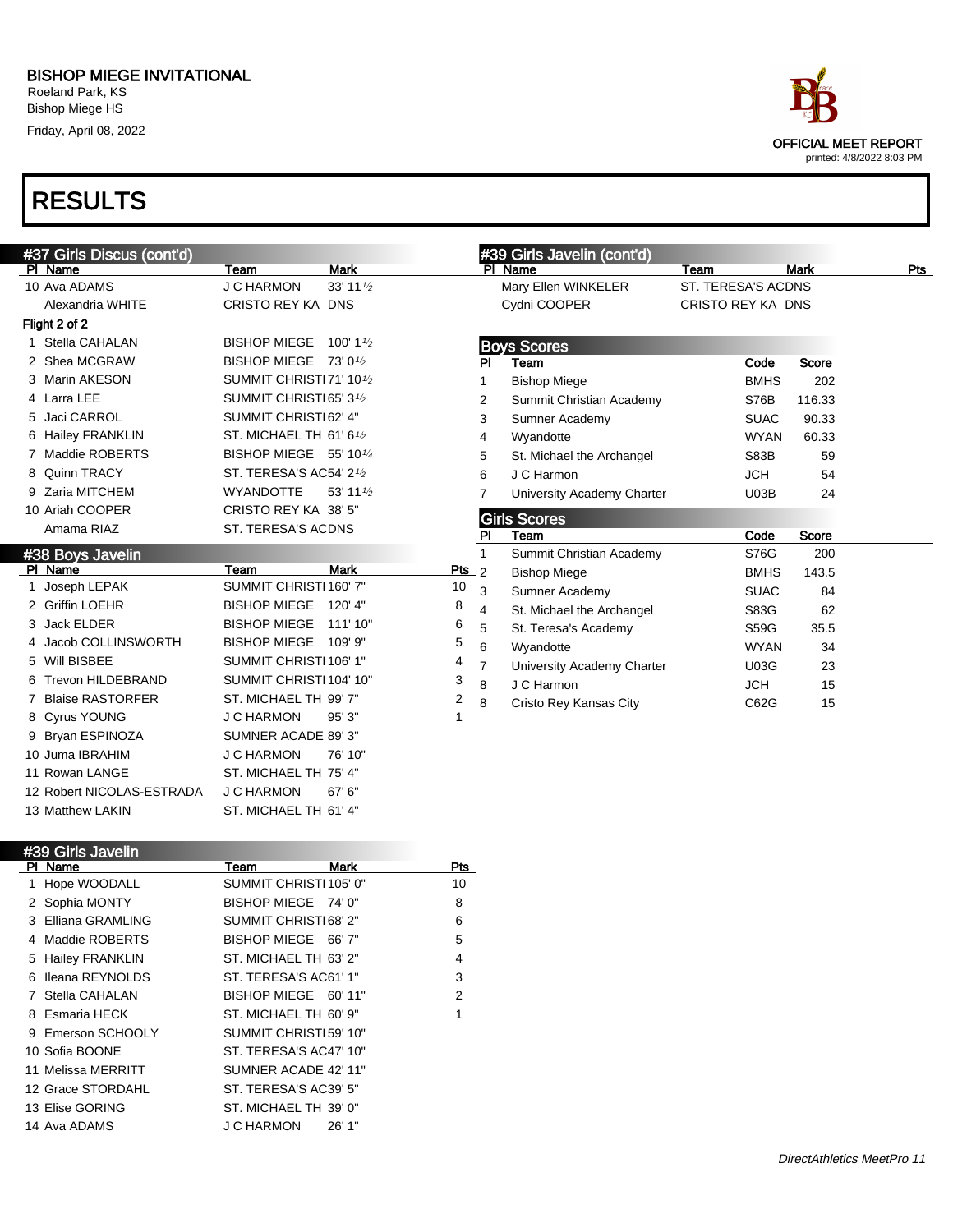# BISHOP MIEGE INVITATIONAL

Roeland Park, KS
Bishop Miege HS
Friday, April 08, 2022

OFFICIAL MEET REPORT
printed: 4/8/2022 8:03 PM

## RESULTS

### #37 Girls Discus (cont'd)

| Pl | Name | Team | Mark |
|---|---|---|---|
| 10 | Ava ADAMS | J C HARMON | 33' 11½ |
| | Alexandria WHITE | CRISTO REY KA | DNS |

Flight 2 of 2

| Pl | Name | Team | Mark |
|---|---|---|---|
| 1 | Stella CAHALAN | BISHOP MIEGE | 100' 1½ |
| 2 | Shea MCGRAW | BISHOP MIEGE | 73' 0½ |
| 3 | Marin AKESON | SUMMIT CHRISTI | 71' 10½ |
| 4 | Larra LEE | SUMMIT CHRISTI | 65' 3½ |
| 5 | Jaci CARROL | SUMMIT CHRISTI | 62' 4" |
| 6 | Hailey FRANKLIN | ST. MICHAEL TH | 61' 6½ |
| 7 | Maddie ROBERTS | BISHOP MIEGE | 55' 10¼ |
| 8 | Quinn TRACY | ST. TERESA'S AC | 54' 2½ |
| 9 | Zaria MITCHEM | WYANDOTTE | 53' 11½ |
| 10 | Ariah COOPER | CRISTO REY KA | 38' 5" |
| | Amama RIAZ | ST. TERESA'S AC | DNS |

### #38 Boys Javelin

| Pl | Name | Team | Mark | Pts |
|---|---|---|---|---|
| 1 | Joseph LEPAK | SUMMIT CHRISTI | 160' 7" | 10 |
| 2 | Griffin LOEHR | BISHOP MIEGE | 120' 4" | 8 |
| 3 | Jack ELDER | BISHOP MIEGE | 111' 10" | 6 |
| 4 | Jacob COLLINSWORTH | BISHOP MIEGE | 109' 9" | 5 |
| 5 | Will BISBEE | SUMMIT CHRISTI | 106' 1" | 4 |
| 6 | Trevon HILDEBRAND | SUMMIT CHRISTI | 104' 10" | 3 |
| 7 | Blaise RASTORFER | ST. MICHAEL TH | 99' 7" | 2 |
| 8 | Cyrus YOUNG | J C HARMON | 95' 3" | 1 |
| 9 | Bryan ESPINOZA | SUMNER ACADE | 89' 3" | |
| 10 | Juma IBRAHIM | J C HARMON | 76' 10" | |
| 11 | Rowan LANGE | ST. MICHAEL TH | 75' 4" | |
| 12 | Robert NICOLAS-ESTRADA | J C HARMON | 67' 6" | |
| 13 | Matthew LAKIN | ST. MICHAEL TH | 61' 4" | |

### #39 Girls Javelin

| Pl | Name | Team | Mark | Pts |
|---|---|---|---|---|
| 1 | Hope WOODALL | SUMMIT CHRISTI | 105' 0" | 10 |
| 2 | Sophia MONTY | BISHOP MIEGE | 74' 0" | 8 |
| 3 | Elliana GRAMLING | SUMMIT CHRISTI | 68' 2" | 6 |
| 4 | Maddie ROBERTS | BISHOP MIEGE | 66' 7" | 5 |
| 5 | Hailey FRANKLIN | ST. MICHAEL TH | 63' 2" | 4 |
| 6 | Ileana REYNOLDS | ST. TERESA'S AC | 61' 1" | 3 |
| 7 | Stella CAHALAN | BISHOP MIEGE | 60' 11" | 2 |
| 8 | Esmaria HECK | ST. MICHAEL TH | 60' 9" | 1 |
| 9 | Emerson SCHOOLY | SUMMIT CHRISTI | 59' 10" | |
| 10 | Sofia BOONE | ST. TERESA'S AC | 47' 10" | |
| 11 | Melissa MERRITT | SUMNER ACADE | 42' 11" | |
| 12 | Grace STORDAHL | ST. TERESA'S AC | 39' 5" | |
| 13 | Elise GORING | ST. MICHAEL TH | 39' 0" | |
| 14 | Ava ADAMS | J C HARMON | 26' 1" | |
| | Mary Ellen WINKELER | ST. TERESA'S AC | DNS | |
| | Cydni COOPER | CRISTO REY KA | DNS | |

### Boys Scores

| Pl | Team | Code | Score |
|---|---|---|---|
| 1 | Bishop Miege | BMHS | 202 |
| 2 | Summit Christian Academy | S76B | 116.33 |
| 3 | Sumner Academy | SUAC | 90.33 |
| 4 | Wyandotte | WYAN | 60.33 |
| 5 | St. Michael the Archangel | S83B | 59 |
| 6 | J C Harmon | JCH | 54 |
| 7 | University Academy Charter | U03B | 24 |

### Girls Scores

| Pl | Team | Code | Score |
|---|---|---|---|
| 1 | Summit Christian Academy | S76G | 200 |
| 2 | Bishop Miege | BMHS | 143.5 |
| 3 | Sumner Academy | SUAC | 84 |
| 4 | St. Michael the Archangel | S83G | 62 |
| 5 | St. Teresa's Academy | S59G | 35.5 |
| 6 | Wyandotte | WYAN | 34 |
| 7 | University Academy Charter | U03G | 23 |
| 8 | J C Harmon | JCH | 15 |
| 8 | Cristo Rey Kansas City | C62G | 15 |

DirectAthletics MeetPro 11